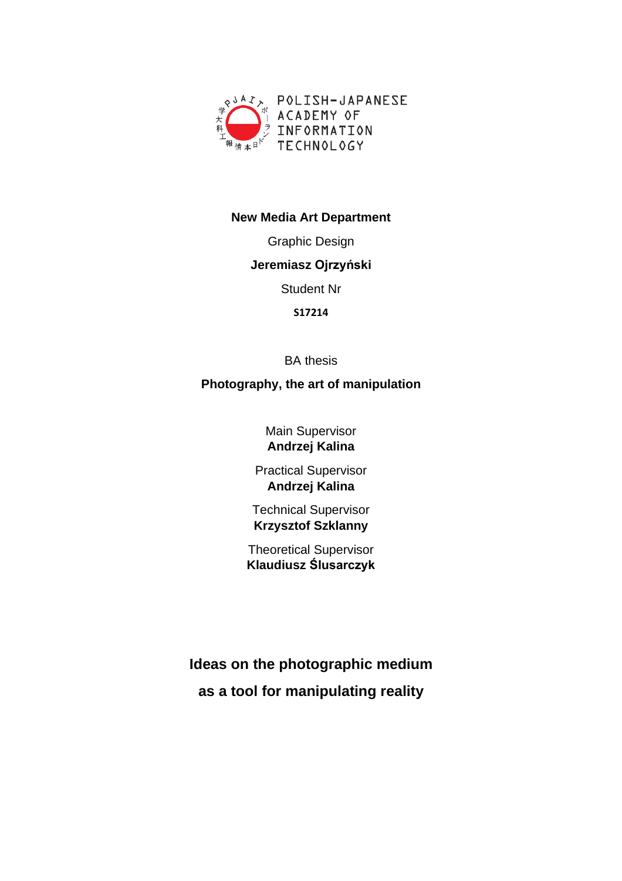POLISH-JAPANESE ACADEMY OF INFORMATION TECHNOLOGY

**New Media Art Department**

Graphic Design

**Jeremiasz Ojrzyński**

Student Nr

**S17214**

BA thesis

**Photography, the art of manipulation**

Main Supervisor
**Andrzej Kalina**

Practical Supervisor
**Andrzej Kalina**

Technical Supervisor
**Krzysztof Szklanny**

Theoretical Supervisor
**Klaudiusz Ślusarczyk**

# Ideas on the photographic medium as a tool for manipulating reality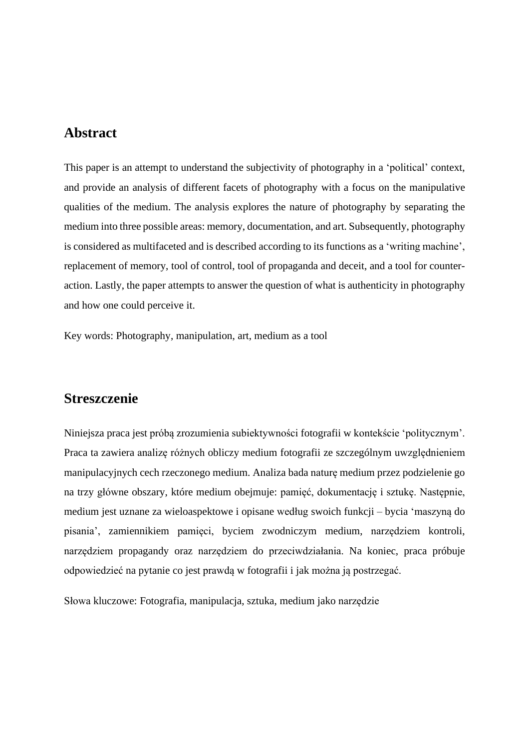## Abstract

This paper is an attempt to understand the subjectivity of photography in a 'political' context, and provide an analysis of different facets of photography with a focus on the manipulative qualities of the medium. The analysis explores the nature of photography by separating the medium into three possible areas: memory, documentation, and art. Subsequently, photography is considered as multifaceted and is described according to its functions as a 'writing machine', replacement of memory, tool of control, tool of propaganda and deceit, and a tool for counter-action. Lastly, the paper attempts to answer the question of what is authenticity in photography and how one could perceive it.

Key words: Photography, manipulation, art, medium as a tool

## Streszczenie

Niniejsza praca jest próbą zrozumienia subiektywności fotografii w kontekście 'politycznym'. Praca ta zawiera analizę różnych obliczy medium fotografii ze szczególnym uwzględnieniem manipulacyjnych cech rzeczonego medium. Analiza bada naturę medium przez podzielenie go na trzy główne obszary, które medium obejmuje: pamięć, dokumentację i sztukę. Następnie, medium jest uznane za wieloaspektowe i opisane według swoich funkcji – bycia 'maszyną do pisania', zamiennikiem pamięci, byciem zwodniczym medium, narzędziem kontroli, narzędziem propagandy oraz narzędziem do przeciwdziałania. Na koniec, praca próbuje odpowiedzieć na pytanie co jest prawdą w fotografii i jak można ją postrzegać.

Słowa kluczowe: Fotografia, manipulacja, sztuka, medium jako narzędzie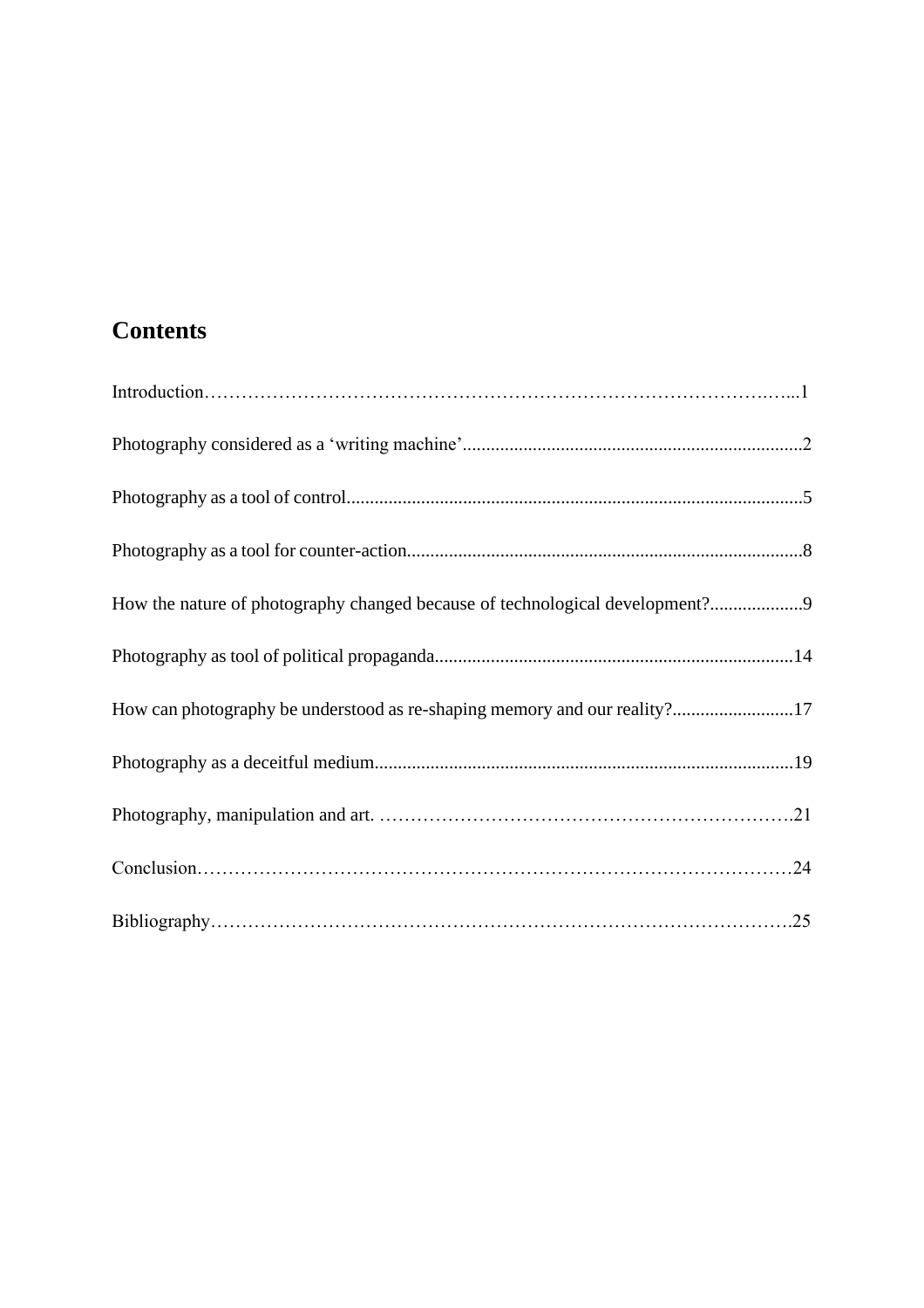# Contents

Introduction……………………………………………………………………………….…...1

Photography considered as a 'writing machine'........................................................................2

Photography as a tool of control................................................................................................5

Photography as a tool for counter-action....................................................................................8

How the nature of photography changed because of technological development?....................9

Photography as tool of political propaganda............................................................................14

How can photography be understood as re-shaping memory and our reality?..........................17

Photography as a deceitful medium.........................................................................................19

Photography, manipulation and art. ………………………………………………………….21

Conclusion……………………………………………………………………………………24

Bibliography………………………………………………………………………………….25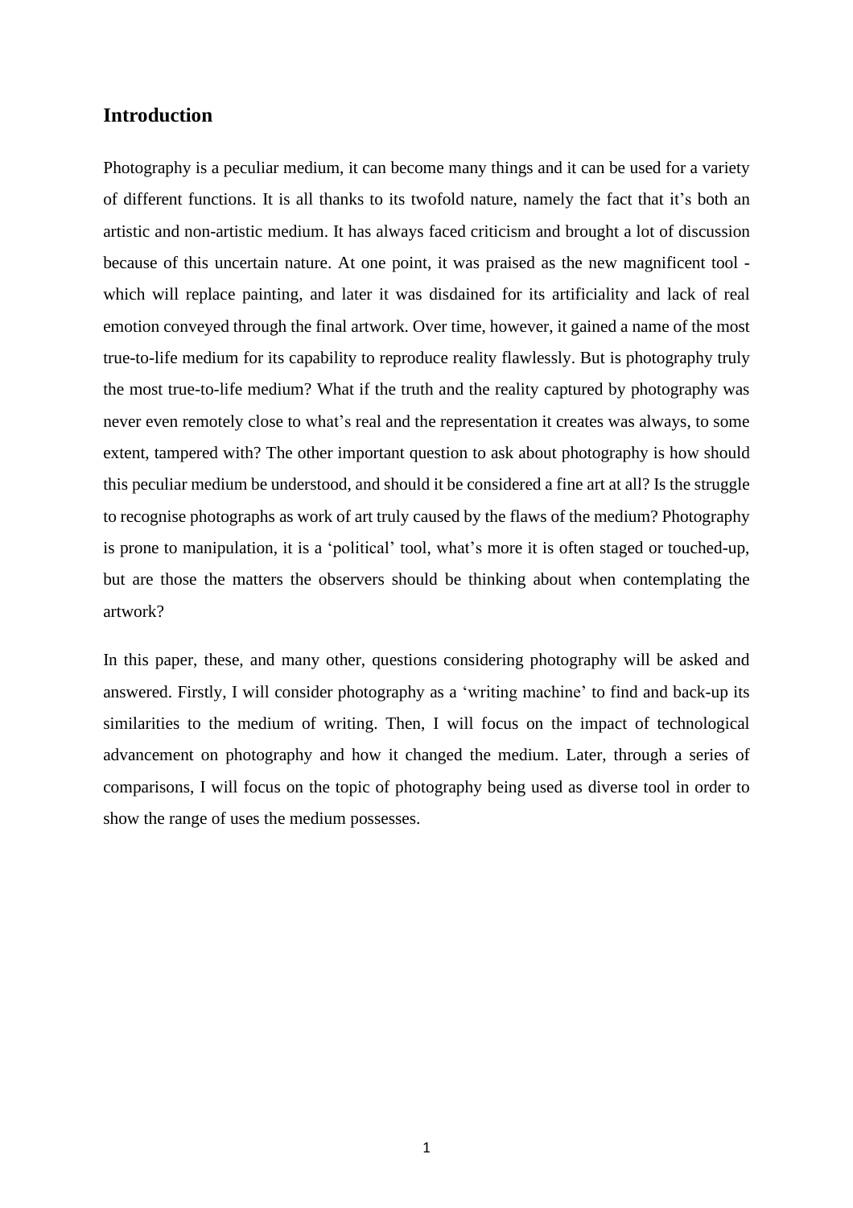## Introduction

Photography is a peculiar medium, it can become many things and it can be used for a variety of different functions. It is all thanks to its twofold nature, namely the fact that it's both an artistic and non-artistic medium. It has always faced criticism and brought a lot of discussion because of this uncertain nature. At one point, it was praised as the new magnificent tool - which will replace painting, and later it was disdained for its artificiality and lack of real emotion conveyed through the final artwork. Over time, however, it gained a name of the most true-to-life medium for its capability to reproduce reality flawlessly. But is photography truly the most true-to-life medium? What if the truth and the reality captured by photography was never even remotely close to what's real and the representation it creates was always, to some extent, tampered with? The other important question to ask about photography is how should this peculiar medium be understood, and should it be considered a fine art at all? Is the struggle to recognise photographs as work of art truly caused by the flaws of the medium? Photography is prone to manipulation, it is a 'political' tool, what's more it is often staged or touched-up, but are those the matters the observers should be thinking about when contemplating the artwork?

In this paper, these, and many other, questions considering photography will be asked and answered. Firstly, I will consider photography as a 'writing machine' to find and back-up its similarities to the medium of writing. Then, I will focus on the impact of technological advancement on photography and how it changed the medium. Later, through a series of comparisons, I will focus on the topic of photography being used as diverse tool in order to show the range of uses the medium possesses.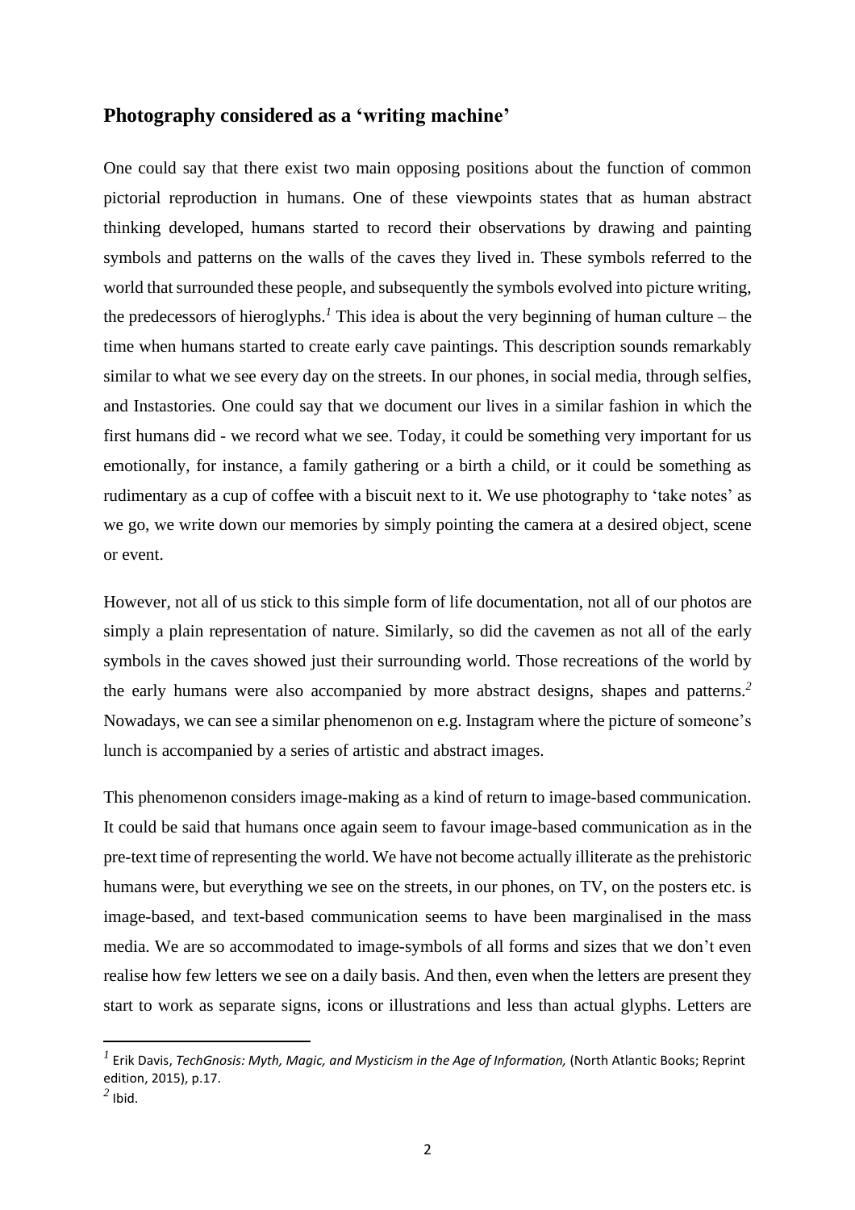## Photography considered as a 'writing machine'

One could say that there exist two main opposing positions about the function of common pictorial reproduction in humans. One of these viewpoints states that as human abstract thinking developed, humans started to record their observations by drawing and painting symbols and patterns on the walls of the caves they lived in. These symbols referred to the world that surrounded these people, and subsequently the symbols evolved into picture writing, the predecessors of hieroglyphs.[1] This idea is about the very beginning of human culture – the time when humans started to create early cave paintings. This description sounds remarkably similar to what we see every day on the streets. In our phones, in social media, through selfies, and Instastories. One could say that we document our lives in a similar fashion in which the first humans did - we record what we see. Today, it could be something very important for us emotionally, for instance, a family gathering or a birth a child, or it could be something as rudimentary as a cup of coffee with a biscuit next to it. We use photography to 'take notes' as we go, we write down our memories by simply pointing the camera at a desired object, scene or event.

However, not all of us stick to this simple form of life documentation, not all of our photos are simply a plain representation of nature. Similarly, so did the cavemen as not all of the early symbols in the caves showed just their surrounding world. Those recreations of the world by the early humans were also accompanied by more abstract designs, shapes and patterns.[2] Nowadays, we can see a similar phenomenon on e.g. Instagram where the picture of someone's lunch is accompanied by a series of artistic and abstract images.

This phenomenon considers image-making as a kind of return to image-based communication. It could be said that humans once again seem to favour image-based communication as in the pre-text time of representing the world. We have not become actually illiterate as the prehistoric humans were, but everything we see on the streets, in our phones, on TV, on the posters etc. is image-based, and text-based communication seems to have been marginalised in the mass media. We are so accommodated to image-symbols of all forms and sizes that we don't even realise how few letters we see on a daily basis. And then, even when the letters are present they start to work as separate signs, icons or illustrations and less than actual glyphs. Letters are

---

[1] Erik Davis, *TechGnosis: Myth, Magic, and Mysticism in the Age of Information,* (North Atlantic Books; Reprint edition, 2015), p.17.

[2] Ibid.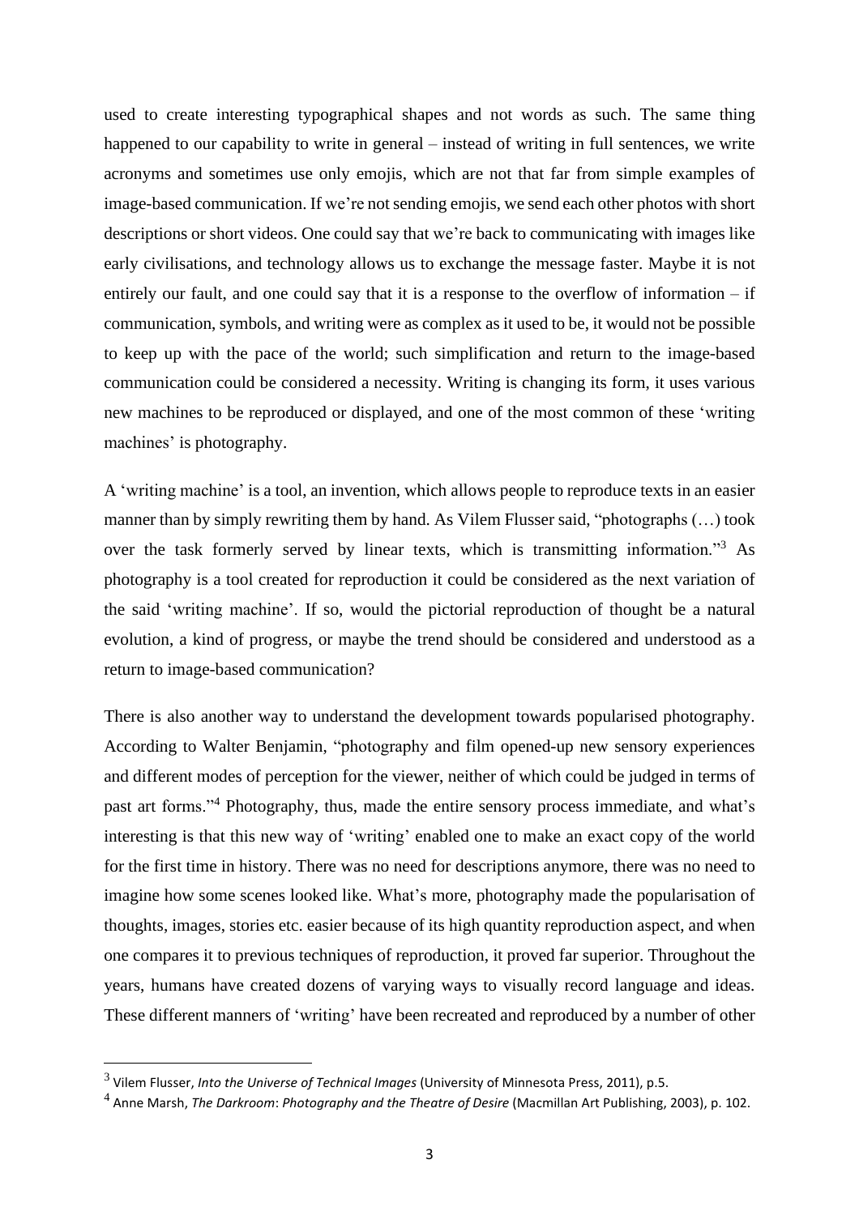used to create interesting typographical shapes and not words as such. The same thing happened to our capability to write in general – instead of writing in full sentences, we write acronyms and sometimes use only emojis, which are not that far from simple examples of image-based communication. If we're not sending emojis, we send each other photos with short descriptions or short videos. One could say that we're back to communicating with images like early civilisations, and technology allows us to exchange the message faster. Maybe it is not entirely our fault, and one could say that it is a response to the overflow of information – if communication, symbols, and writing were as complex as it used to be, it would not be possible to keep up with the pace of the world; such simplification and return to the image-based communication could be considered a necessity. Writing is changing its form, it uses various new machines to be reproduced or displayed, and one of the most common of these 'writing machines' is photography.

A 'writing machine' is a tool, an invention, which allows people to reproduce texts in an easier manner than by simply rewriting them by hand. As Vilem Flusser said, "photographs (…) took over the task formerly served by linear texts, which is transmitting information."[3] As photography is a tool created for reproduction it could be considered as the next variation of the said 'writing machine'. If so, would the pictorial reproduction of thought be a natural evolution, a kind of progress, or maybe the trend should be considered and understood as a return to image-based communication?

There is also another way to understand the development towards popularised photography. According to Walter Benjamin, "photography and film opened-up new sensory experiences and different modes of perception for the viewer, neither of which could be judged in terms of past art forms."[4] Photography, thus, made the entire sensory process immediate, and what's interesting is that this new way of 'writing' enabled one to make an exact copy of the world for the first time in history. There was no need for descriptions anymore, there was no need to imagine how some scenes looked like. What's more, photography made the popularisation of thoughts, images, stories etc. easier because of its high quantity reproduction aspect, and when one compares it to previous techniques of reproduction, it proved far superior. Throughout the years, humans have created dozens of varying ways to visually record language and ideas. These different manners of 'writing' have been recreated and reproduced by a number of other

[3] Vilem Flusser, *Into the Universe of Technical Images* (University of Minnesota Press, 2011), p.5.

[4] Anne Marsh, *The Darkroom*: *Photography and the Theatre of Desire* (Macmillan Art Publishing, 2003), p. 102.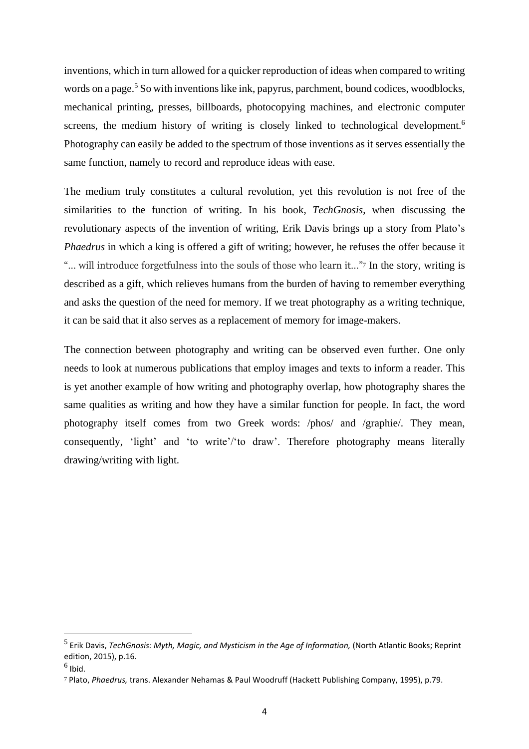inventions, which in turn allowed for a quicker reproduction of ideas when compared to writing words on a page.[5] So with inventions like ink, papyrus, parchment, bound codices, woodblocks, mechanical printing, presses, billboards, photocopying machines, and electronic computer screens, the medium history of writing is closely linked to technological development.[6] Photography can easily be added to the spectrum of those inventions as it serves essentially the same function, namely to record and reproduce ideas with ease.

The medium truly constitutes a cultural revolution, yet this revolution is not free of the similarities to the function of writing. In his book, *TechGnosis*, when discussing the revolutionary aspects of the invention of writing, Erik Davis brings up a story from Plato's *Phaedrus* in which a king is offered a gift of writing; however, he refuses the offer because it "... will introduce forgetfulness into the souls of those who learn it..."[7] In the story, writing is described as a gift, which relieves humans from the burden of having to remember everything and asks the question of the need for memory. If we treat photography as a writing technique, it can be said that it also serves as a replacement of memory for image-makers.

The connection between photography and writing can be observed even further. One only needs to look at numerous publications that employ images and texts to inform a reader. This is yet another example of how writing and photography overlap, how photography shares the same qualities as writing and how they have a similar function for people. In fact, the word photography itself comes from two Greek words: /phos/ and /graphie/. They mean, consequently, 'light' and 'to write'/'to draw'. Therefore photography means literally drawing/writing with light.

---

[5] Erik Davis, *TechGnosis: Myth, Magic, and Mysticism in the Age of Information,* (North Atlantic Books; Reprint edition, 2015), p.16.

[6] Ibid.

[7] Plato, *Phaedrus,* trans. Alexander Nehamas & Paul Woodruff (Hackett Publishing Company, 1995), p.79.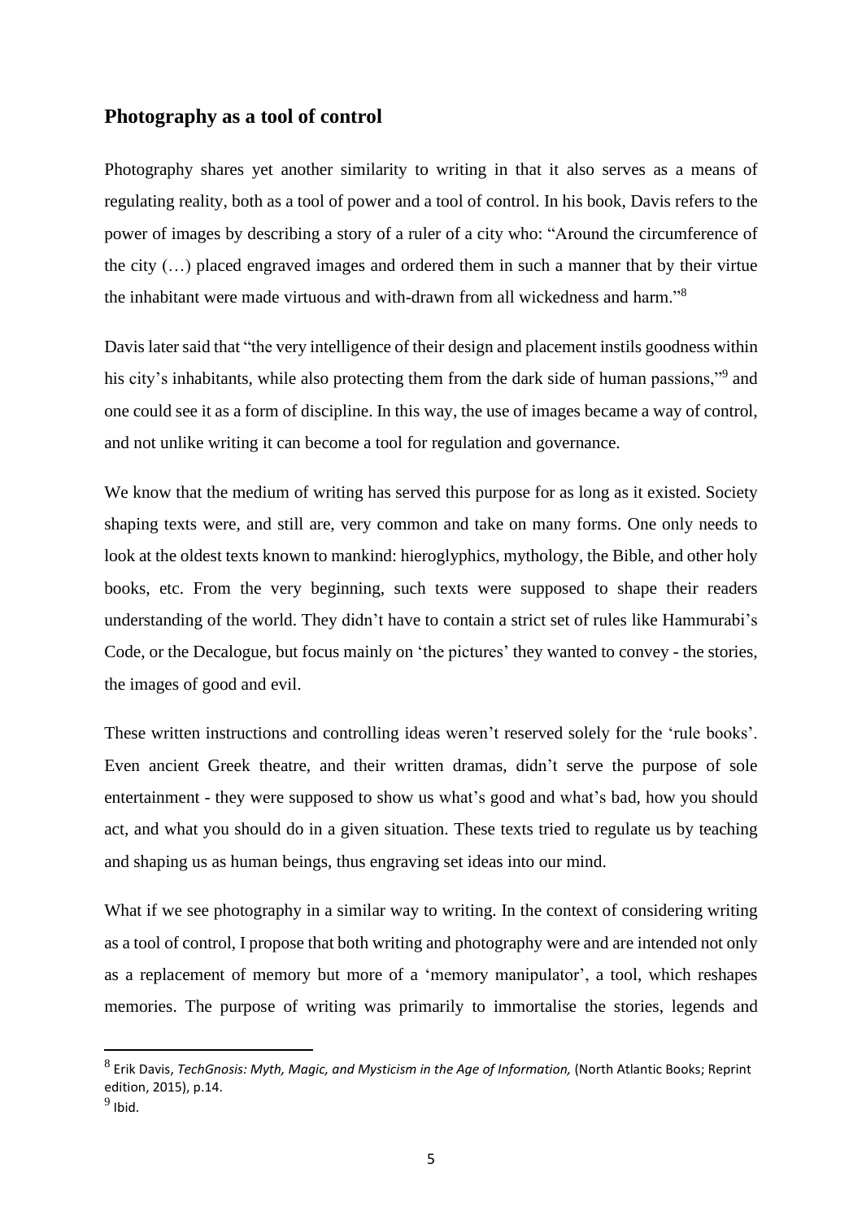## Photography as a tool of control

Photography shares yet another similarity to writing in that it also serves as a means of regulating reality, both as a tool of power and a tool of control. In his book, Davis refers to the power of images by describing a story of a ruler of a city who: "Around the circumference of the city (…) placed engraved images and ordered them in such a manner that by their virtue the inhabitant were made virtuous and with-drawn from all wickedness and harm."[8]

Davis later said that "the very intelligence of their design and placement instils goodness within his city's inhabitants, while also protecting them from the dark side of human passions,"[9] and one could see it as a form of discipline. In this way, the use of images became a way of control, and not unlike writing it can become a tool for regulation and governance.

We know that the medium of writing has served this purpose for as long as it existed. Society shaping texts were, and still are, very common and take on many forms. One only needs to look at the oldest texts known to mankind: hieroglyphics, mythology, the Bible, and other holy books, etc. From the very beginning, such texts were supposed to shape their readers understanding of the world. They didn't have to contain a strict set of rules like Hammurabi's Code, or the Decalogue, but focus mainly on 'the pictures' they wanted to convey - the stories, the images of good and evil.

These written instructions and controlling ideas weren't reserved solely for the 'rule books'. Even ancient Greek theatre, and their written dramas, didn't serve the purpose of sole entertainment - they were supposed to show us what's good and what's bad, how you should act, and what you should do in a given situation. These texts tried to regulate us by teaching and shaping us as human beings, thus engraving set ideas into our mind.

What if we see photography in a similar way to writing. In the context of considering writing as a tool of control, I propose that both writing and photography were and are intended not only as a replacement of memory but more of a 'memory manipulator', a tool, which reshapes memories. The purpose of writing was primarily to immortalise the stories, legends and

---

[8] Erik Davis, *TechGnosis: Myth, Magic, and Mysticism in the Age of Information,* (North Atlantic Books; Reprint edition, 2015), p.14.

[9] Ibid.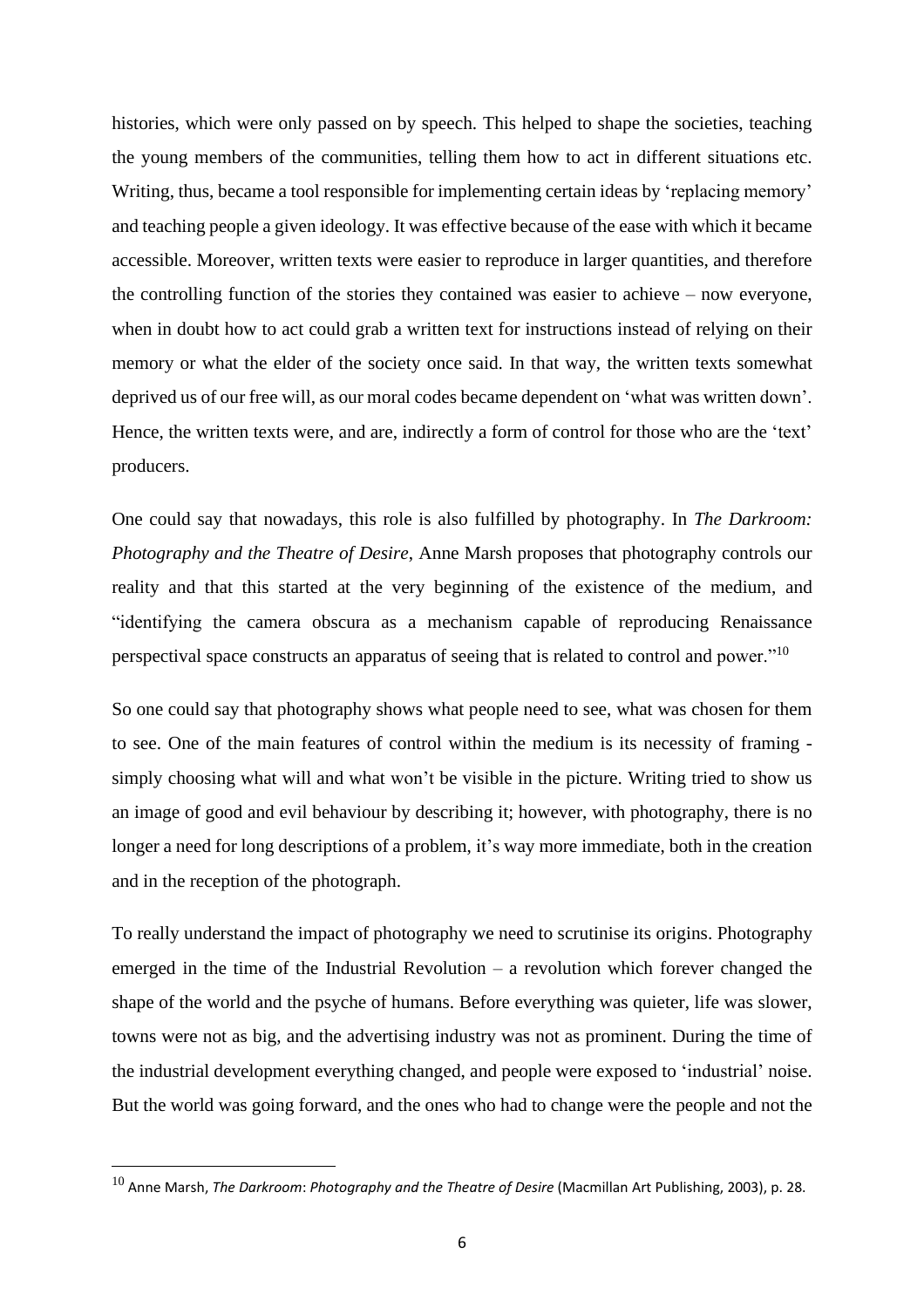histories, which were only passed on by speech. This helped to shape the societies, teaching the young members of the communities, telling them how to act in different situations etc. Writing, thus, became a tool responsible for implementing certain ideas by 'replacing memory' and teaching people a given ideology. It was effective because of the ease with which it became accessible. Moreover, written texts were easier to reproduce in larger quantities, and therefore the controlling function of the stories they contained was easier to achieve – now everyone, when in doubt how to act could grab a written text for instructions instead of relying on their memory or what the elder of the society once said. In that way, the written texts somewhat deprived us of our free will, as our moral codes became dependent on 'what was written down'. Hence, the written texts were, and are, indirectly a form of control for those who are the 'text' producers.

One could say that nowadays, this role is also fulfilled by photography. In *The Darkroom: Photography and the Theatre of Desire*, Anne Marsh proposes that photography controls our reality and that this started at the very beginning of the existence of the medium, and "identifying the camera obscura as a mechanism capable of reproducing Renaissance perspectival space constructs an apparatus of seeing that is related to control and power."[10]

So one could say that photography shows what people need to see, what was chosen for them to see. One of the main features of control within the medium is its necessity of framing - simply choosing what will and what won't be visible in the picture. Writing tried to show us an image of good and evil behaviour by describing it; however, with photography, there is no longer a need for long descriptions of a problem, it's way more immediate, both in the creation and in the reception of the photograph.

To really understand the impact of photography we need to scrutinise its origins. Photography emerged in the time of the Industrial Revolution – a revolution which forever changed the shape of the world and the psyche of humans. Before everything was quieter, life was slower, towns were not as big, and the advertising industry was not as prominent. During the time of the industrial development everything changed, and people were exposed to 'industrial' noise. But the world was going forward, and the ones who had to change were the people and not the

[10] Anne Marsh, *The Darkroom*: *Photography and the Theatre of Desire* (Macmillan Art Publishing, 2003), p. 28.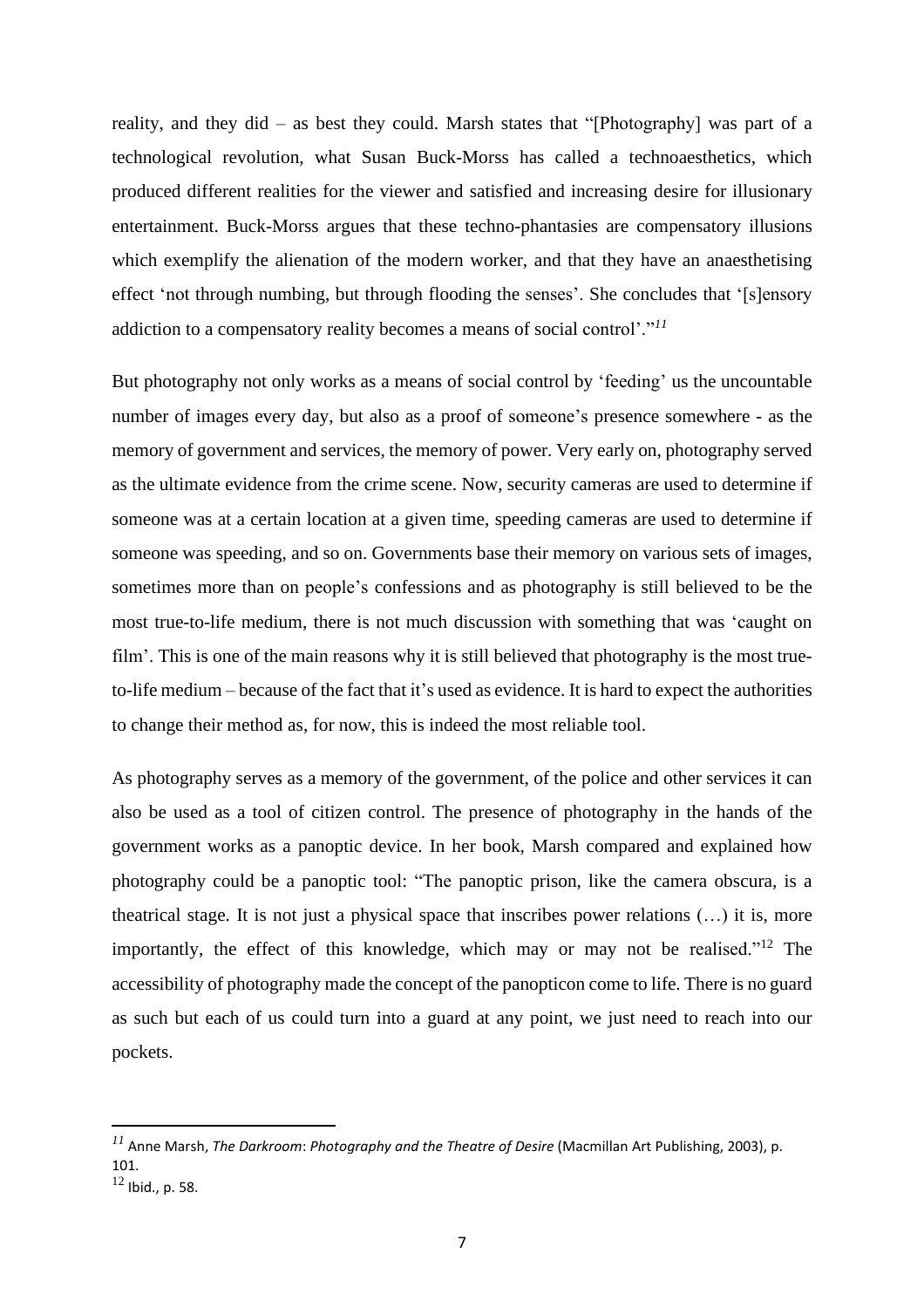reality, and they did – as best they could. Marsh states that "[Photography] was part of a technological revolution, what Susan Buck-Morss has called a technoaesthetics, which produced different realities for the viewer and satisfied and increasing desire for illusionary entertainment. Buck-Morss argues that these techno-phantasies are compensatory illusions which exemplify the alienation of the modern worker, and that they have an anaesthetising effect 'not through numbing, but through flooding the senses'. She concludes that '[s]ensory addiction to a compensatory reality becomes a means of social control'."[11]

But photography not only works as a means of social control by 'feeding' us the uncountable number of images every day, but also as a proof of someone's presence somewhere - as the memory of government and services, the memory of power. Very early on, photography served as the ultimate evidence from the crime scene. Now, security cameras are used to determine if someone was at a certain location at a given time, speeding cameras are used to determine if someone was speeding, and so on. Governments base their memory on various sets of images, sometimes more than on people's confessions and as photography is still believed to be the most true-to-life medium, there is not much discussion with something that was 'caught on film'. This is one of the main reasons why it is still believed that photography is the most true-to-life medium – because of the fact that it's used as evidence. It is hard to expect the authorities to change their method as, for now, this is indeed the most reliable tool.

As photography serves as a memory of the government, of the police and other services it can also be used as a tool of citizen control. The presence of photography in the hands of the government works as a panoptic device. In her book, Marsh compared and explained how photography could be a panoptic tool: "The panoptic prison, like the camera obscura, is a theatrical stage. It is not just a physical space that inscribes power relations (…) it is, more importantly, the effect of this knowledge, which may or may not be realised."[12] The accessibility of photography made the concept of the panopticon come to life. There is no guard as such but each of us could turn into a guard at any point, we just need to reach into our pockets.

[11] Anne Marsh, *The Darkroom*: *Photography and the Theatre of Desire* (Macmillan Art Publishing, 2003), p. 101.

[12] Ibid., p. 58.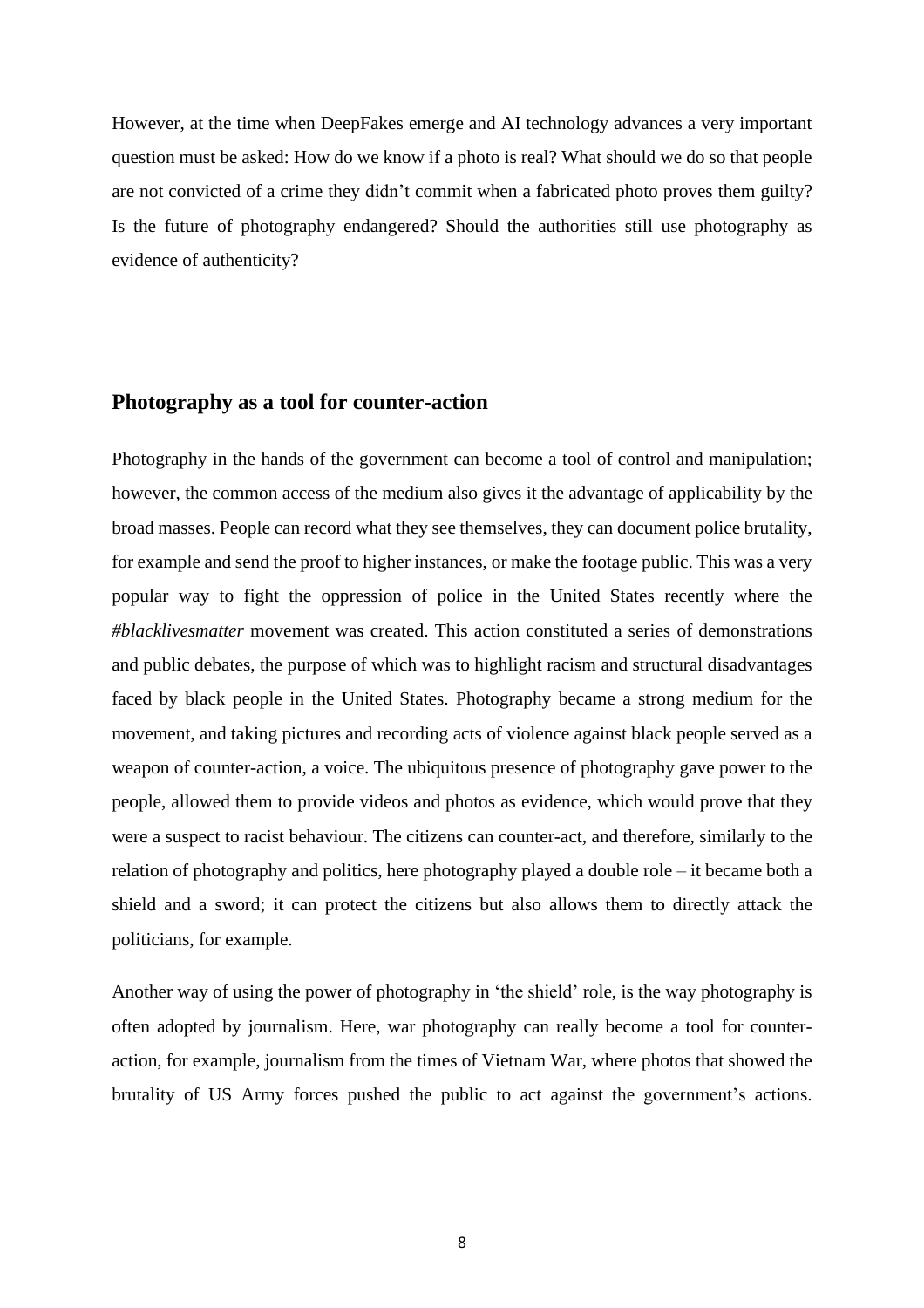However, at the time when DeepFakes emerge and AI technology advances a very important question must be asked: How do we know if a photo is real? What should we do so that people are not convicted of a crime they didn't commit when a fabricated photo proves them guilty? Is the future of photography endangered? Should the authorities still use photography as evidence of authenticity?

## Photography as a tool for counter-action

Photography in the hands of the government can become a tool of control and manipulation; however, the common access of the medium also gives it the advantage of applicability by the broad masses. People can record what they see themselves, they can document police brutality, for example and send the proof to higher instances, or make the footage public. This was a very popular way to fight the oppression of police in the United States recently where the *#blacklivesmatter* movement was created. This action constituted a series of demonstrations and public debates, the purpose of which was to highlight racism and structural disadvantages faced by black people in the United States. Photography became a strong medium for the movement, and taking pictures and recording acts of violence against black people served as a weapon of counter-action, a voice. The ubiquitous presence of photography gave power to the people, allowed them to provide videos and photos as evidence, which would prove that they were a suspect to racist behaviour. The citizens can counter-act, and therefore, similarly to the relation of photography and politics, here photography played a double role – it became both a shield and a sword; it can protect the citizens but also allows them to directly attack the politicians, for example.

Another way of using the power of photography in 'the shield' role, is the way photography is often adopted by journalism. Here, war photography can really become a tool for counter-action, for example, journalism from the times of Vietnam War, where photos that showed the brutality of US Army forces pushed the public to act against the government's actions.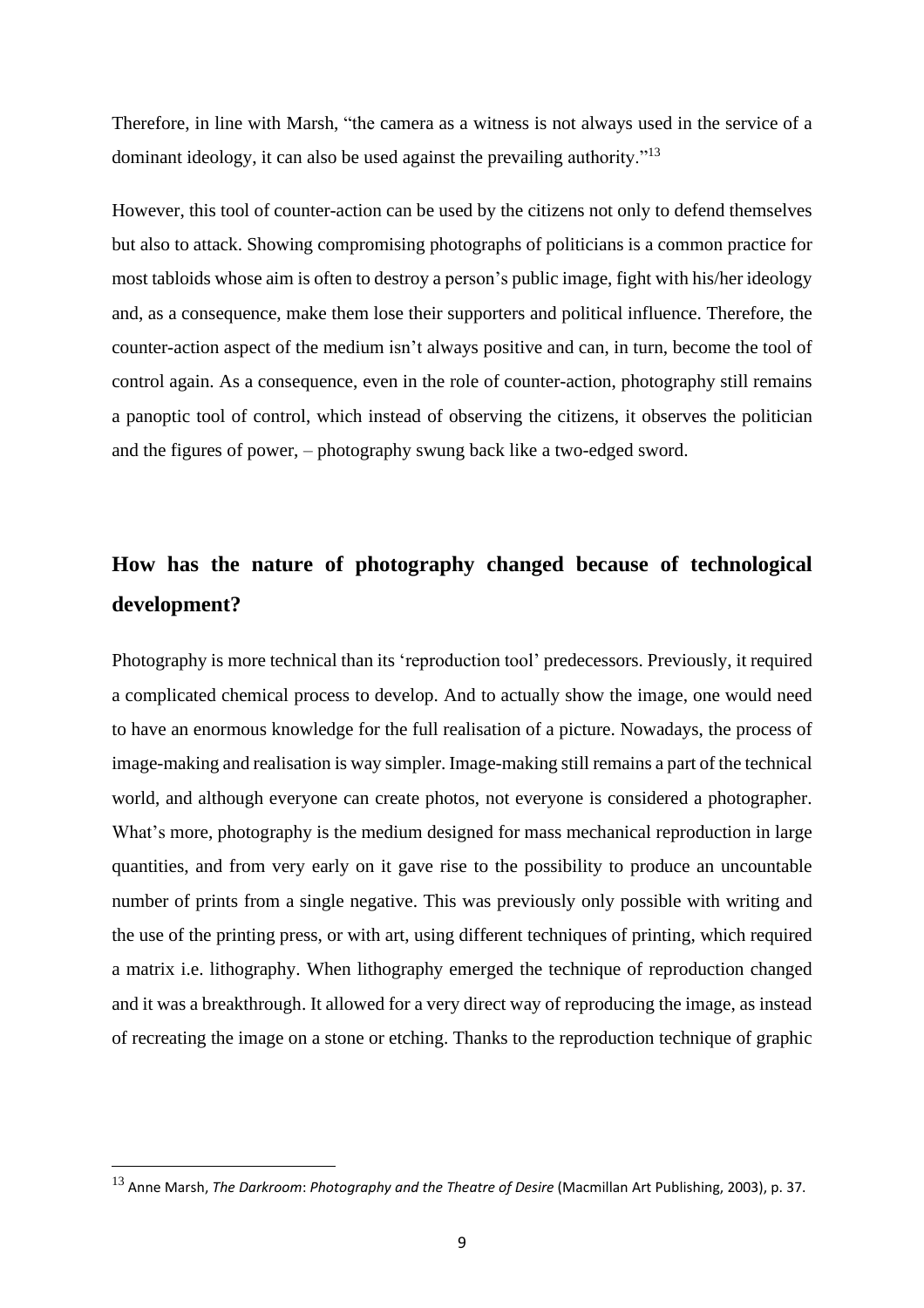Therefore, in line with Marsh, "the camera as a witness is not always used in the service of a dominant ideology, it can also be used against the prevailing authority."[13]

However, this tool of counter-action can be used by the citizens not only to defend themselves but also to attack. Showing compromising photographs of politicians is a common practice for most tabloids whose aim is often to destroy a person's public image, fight with his/her ideology and, as a consequence, make them lose their supporters and political influence. Therefore, the counter-action aspect of the medium isn't always positive and can, in turn, become the tool of control again. As a consequence, even in the role of counter-action, photography still remains a panoptic tool of control, which instead of observing the citizens, it observes the politician and the figures of power, – photography swung back like a two-edged sword.

## How has the nature of photography changed because of technological development?

Photography is more technical than its 'reproduction tool' predecessors. Previously, it required a complicated chemical process to develop. And to actually show the image, one would need to have an enormous knowledge for the full realisation of a picture. Nowadays, the process of image-making and realisation is way simpler. Image-making still remains a part of the technical world, and although everyone can create photos, not everyone is considered a photographer. What's more, photography is the medium designed for mass mechanical reproduction in large quantities, and from very early on it gave rise to the possibility to produce an uncountable number of prints from a single negative. This was previously only possible with writing and the use of the printing press, or with art, using different techniques of printing, which required a matrix i.e. lithography. When lithography emerged the technique of reproduction changed and it was a breakthrough. It allowed for a very direct way of reproducing the image, as instead of recreating the image on a stone or etching. Thanks to the reproduction technique of graphic

[13] Anne Marsh, *The Darkroom*: *Photography and the Theatre of Desire* (Macmillan Art Publishing, 2003), p. 37.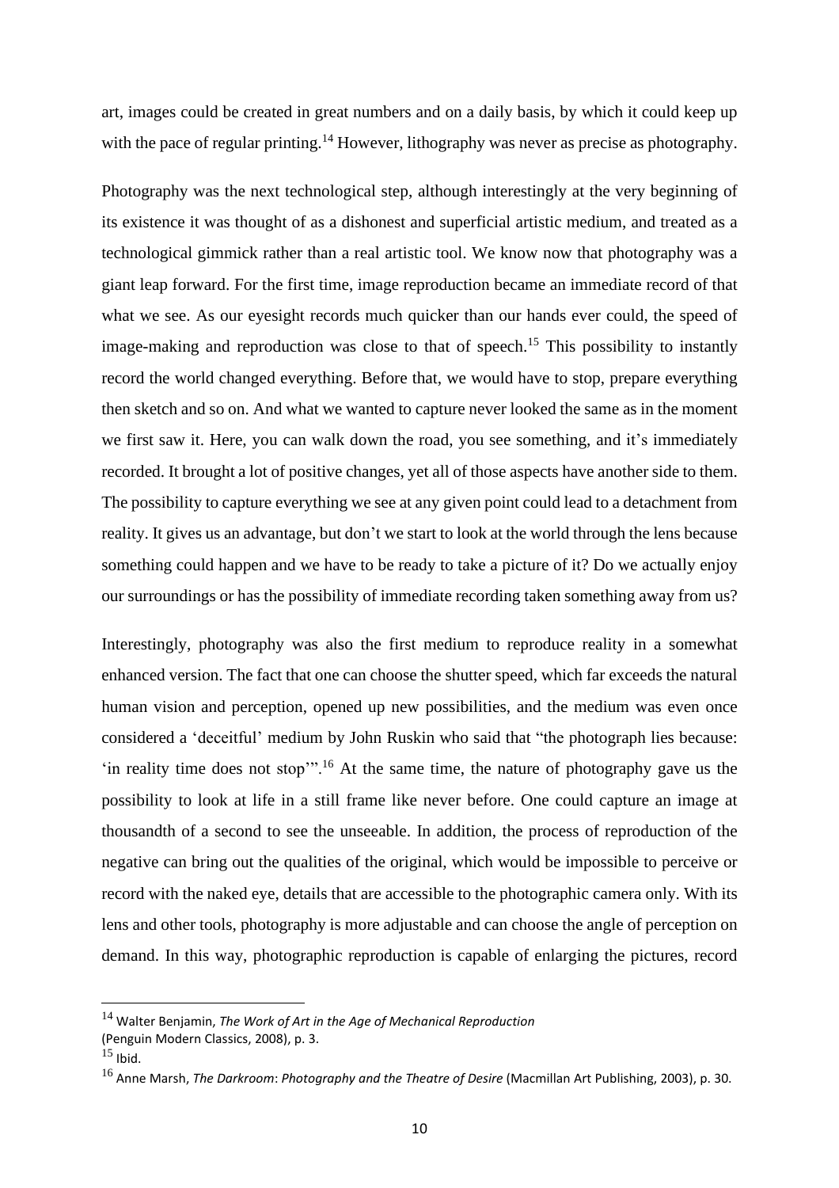art, images could be created in great numbers and on a daily basis, by which it could keep up with the pace of regular printing.[14] However, lithography was never as precise as photography.

Photography was the next technological step, although interestingly at the very beginning of its existence it was thought of as a dishonest and superficial artistic medium, and treated as a technological gimmick rather than a real artistic tool. We know now that photography was a giant leap forward. For the first time, image reproduction became an immediate record of that what we see. As our eyesight records much quicker than our hands ever could, the speed of image-making and reproduction was close to that of speech.[15] This possibility to instantly record the world changed everything. Before that, we would have to stop, prepare everything then sketch and so on. And what we wanted to capture never looked the same as in the moment we first saw it. Here, you can walk down the road, you see something, and it's immediately recorded. It brought a lot of positive changes, yet all of those aspects have another side to them. The possibility to capture everything we see at any given point could lead to a detachment from reality. It gives us an advantage, but don't we start to look at the world through the lens because something could happen and we have to be ready to take a picture of it? Do we actually enjoy our surroundings or has the possibility of immediate recording taken something away from us?

Interestingly, photography was also the first medium to reproduce reality in a somewhat enhanced version. The fact that one can choose the shutter speed, which far exceeds the natural human vision and perception, opened up new possibilities, and the medium was even once considered a 'deceitful' medium by John Ruskin who said that "the photograph lies because: 'in reality time does not stop'".[16] At the same time, the nature of photography gave us the possibility to look at life in a still frame like never before. One could capture an image at thousandth of a second to see the unseeable. In addition, the process of reproduction of the negative can bring out the qualities of the original, which would be impossible to perceive or record with the naked eye, details that are accessible to the photographic camera only. With its lens and other tools, photography is more adjustable and can choose the angle of perception on demand. In this way, photographic reproduction is capable of enlarging the pictures, record

---

[14] Walter Benjamin, *The Work of Art in the Age of Mechanical Reproduction* (Penguin Modern Classics, 2008), p. 3.

[15] Ibid.

[16] Anne Marsh, *The Darkroom*: *Photography and the Theatre of Desire* (Macmillan Art Publishing, 2003), p. 30.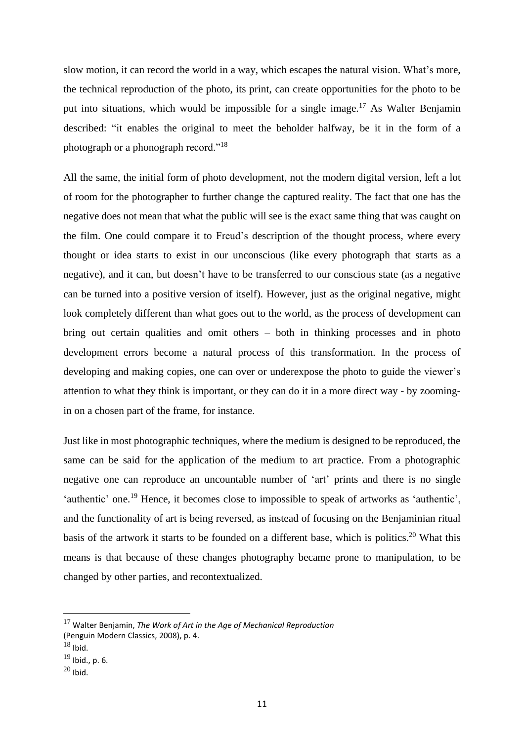slow motion, it can record the world in a way, which escapes the natural vision. What's more, the technical reproduction of the photo, its print, can create opportunities for the photo to be put into situations, which would be impossible for a single image.[17] As Walter Benjamin described: "it enables the original to meet the beholder halfway, be it in the form of a photograph or a phonograph record."[18]

All the same, the initial form of photo development, not the modern digital version, left a lot of room for the photographer to further change the captured reality. The fact that one has the negative does not mean that what the public will see is the exact same thing that was caught on the film. One could compare it to Freud's description of the thought process, where every thought or idea starts to exist in our unconscious (like every photograph that starts as a negative), and it can, but doesn't have to be transferred to our conscious state (as a negative can be turned into a positive version of itself). However, just as the original negative, might look completely different than what goes out to the world, as the process of development can bring out certain qualities and omit others – both in thinking processes and in photo development errors become a natural process of this transformation. In the process of developing and making copies, one can over or underexpose the photo to guide the viewer's attention to what they think is important, or they can do it in a more direct way - by zooming-in on a chosen part of the frame, for instance.

Just like in most photographic techniques, where the medium is designed to be reproduced, the same can be said for the application of the medium to art practice. From a photographic negative one can reproduce an uncountable number of 'art' prints and there is no single 'authentic' one.[19] Hence, it becomes close to impossible to speak of artworks as 'authentic', and the functionality of art is being reversed, as instead of focusing on the Benjaminian ritual basis of the artwork it starts to be founded on a different base, which is politics.[20] What this means is that because of these changes photography became prone to manipulation, to be changed by other parties, and recontextualized.

---

[17] Walter Benjamin, *The Work of Art in the Age of Mechanical Reproduction* (Penguin Modern Classics, 2008), p. 4.

[18] Ibid.

[19] Ibid., p. 6.

[20] Ibid.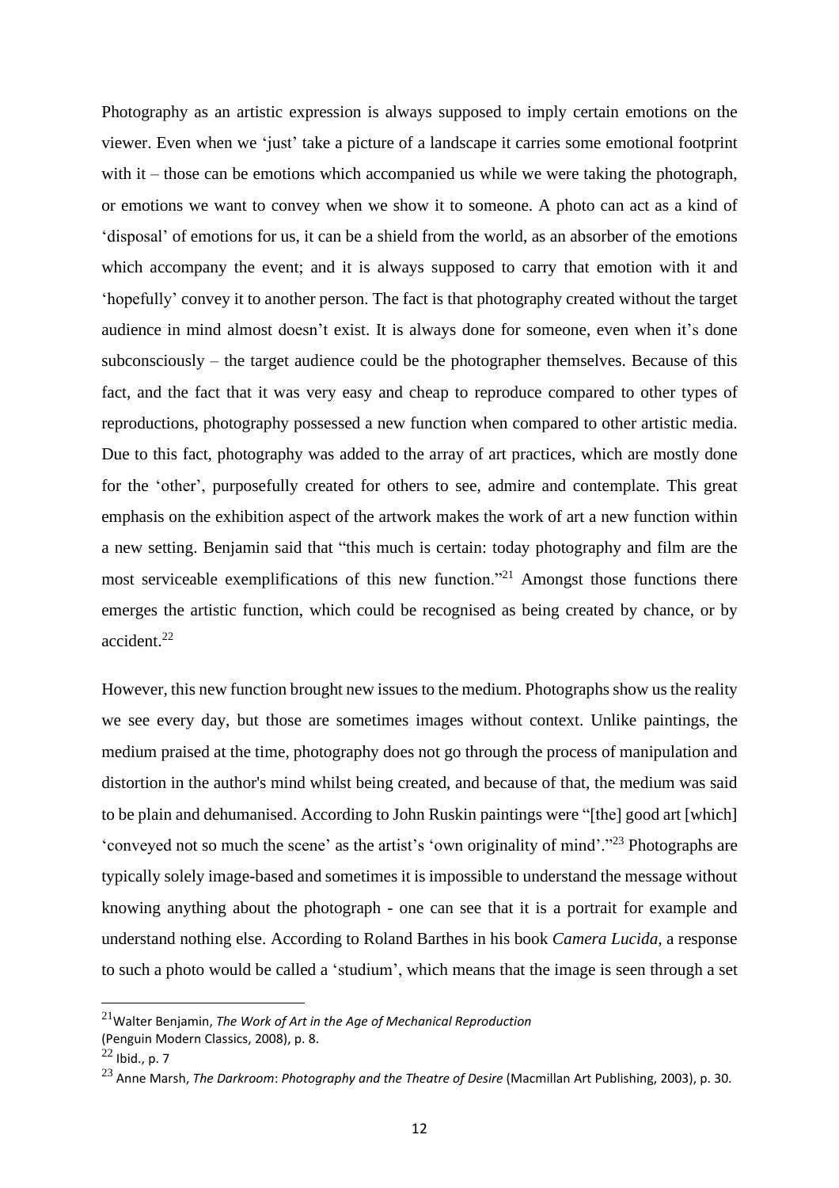Photography as an artistic expression is always supposed to imply certain emotions on the viewer. Even when we 'just' take a picture of a landscape it carries some emotional footprint with it – those can be emotions which accompanied us while we were taking the photograph, or emotions we want to convey when we show it to someone. A photo can act as a kind of 'disposal' of emotions for us, it can be a shield from the world, as an absorber of the emotions which accompany the event; and it is always supposed to carry that emotion with it and 'hopefully' convey it to another person. The fact is that photography created without the target audience in mind almost doesn't exist. It is always done for someone, even when it's done subconsciously – the target audience could be the photographer themselves. Because of this fact, and the fact that it was very easy and cheap to reproduce compared to other types of reproductions, photography possessed a new function when compared to other artistic media. Due to this fact, photography was added to the array of art practices, which are mostly done for the 'other', purposefully created for others to see, admire and contemplate. This great emphasis on the exhibition aspect of the artwork makes the work of art a new function within a new setting. Benjamin said that "this much is certain: today photography and film are the most serviceable exemplifications of this new function."[21] Amongst those functions there emerges the artistic function, which could be recognised as being created by chance, or by accident.[22]

However, this new function brought new issues to the medium. Photographs show us the reality we see every day, but those are sometimes images without context. Unlike paintings, the medium praised at the time, photography does not go through the process of manipulation and distortion in the author's mind whilst being created, and because of that, the medium was said to be plain and dehumanised. According to John Ruskin paintings were "[the] good art [which] 'conveyed not so much the scene' as the artist's 'own originality of mind'."[23] Photographs are typically solely image-based and sometimes it is impossible to understand the message without knowing anything about the photograph - one can see that it is a portrait for example and understand nothing else. According to Roland Barthes in his book *Camera Lucida,* a response to such a photo would be called a 'studium', which means that the image is seen through a set

---

[21] Walter Benjamin, *The Work of Art in the Age of Mechanical Reproduction* (Penguin Modern Classics, 2008), p. 8.

[22] Ibid., p. 7

[23] Anne Marsh, *The Darkroom*: *Photography and the Theatre of Desire* (Macmillan Art Publishing, 2003), p. 30.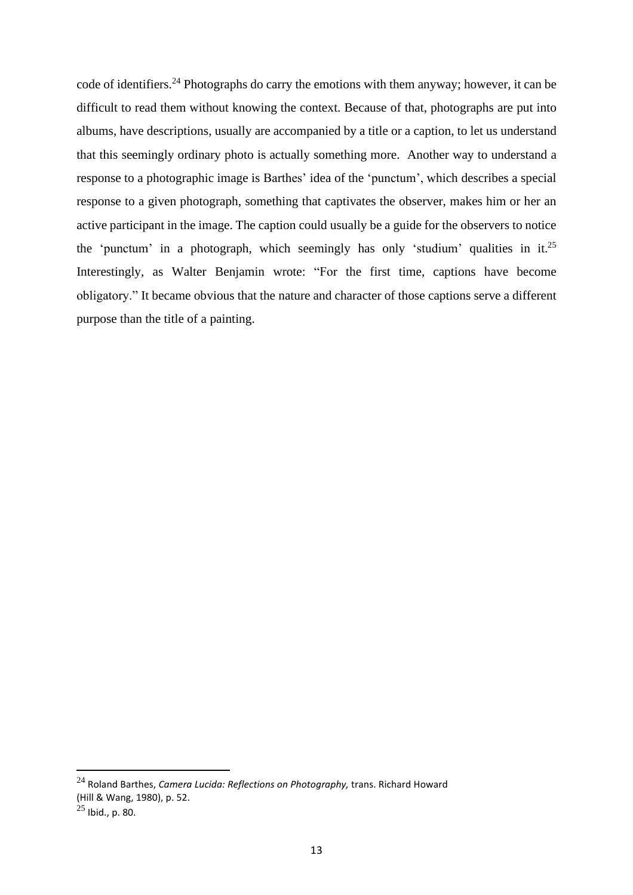code of identifiers.[24] Photographs do carry the emotions with them anyway; however, it can be difficult to read them without knowing the context. Because of that, photographs are put into albums, have descriptions, usually are accompanied by a title or a caption, to let us understand that this seemingly ordinary photo is actually something more. Another way to understand a response to a photographic image is Barthes' idea of the 'punctum', which describes a special response to a given photograph, something that captivates the observer, makes him or her an active participant in the image. The caption could usually be a guide for the observers to notice the 'punctum' in a photograph, which seemingly has only 'studium' qualities in it.[25] Interestingly, as Walter Benjamin wrote: "For the first time, captions have become obligatory." It became obvious that the nature and character of those captions serve a different purpose than the title of a painting.

---

[24] Roland Barthes, *Camera Lucida: Reflections on Photography,* trans. Richard Howard (Hill & Wang, 1980), p. 52.

[25] Ibid., p. 80.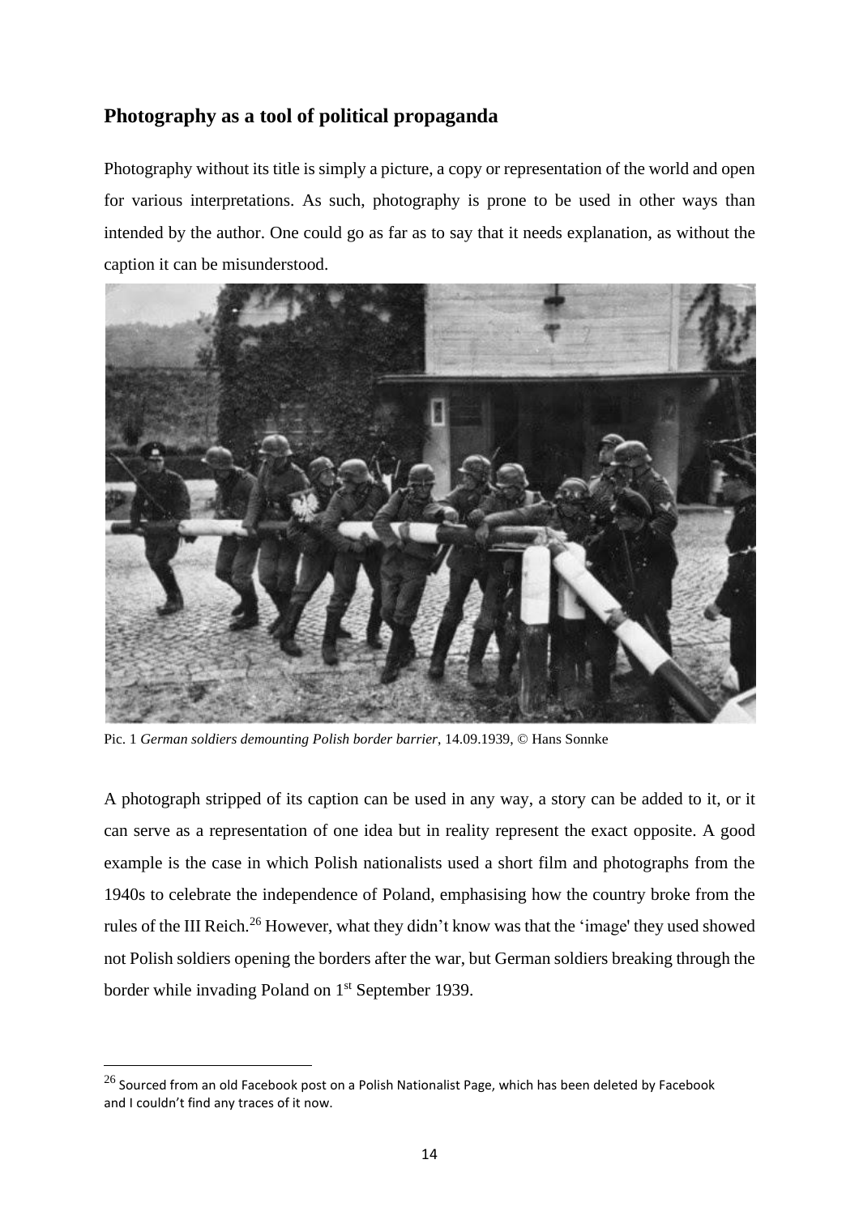## Photography as a tool of political propaganda

Photography without its title is simply a picture, a copy or representation of the world and open for various interpretations. As such, photography is prone to be used in other ways than intended by the author. One could go as far as to say that it needs explanation, as without the caption it can be misunderstood.

Pic. 1 *German soldiers demounting Polish border barrier*, 14.09.1939, © Hans Sonnke

A photograph stripped of its caption can be used in any way, a story can be added to it, or it can serve as a representation of one idea but in reality represent the exact opposite. A good example is the case in which Polish nationalists used a short film and photographs from the 1940s to celebrate the independence of Poland, emphasising how the country broke from the rules of the III Reich.[26] However, what they didn't know was that the 'image' they used showed not Polish soldiers opening the borders after the war, but German soldiers breaking through the border while invading Poland on 1st September 1939.

---

[26] Sourced from an old Facebook post on a Polish Nationalist Page, which has been deleted by Facebook and I couldn't find any traces of it now.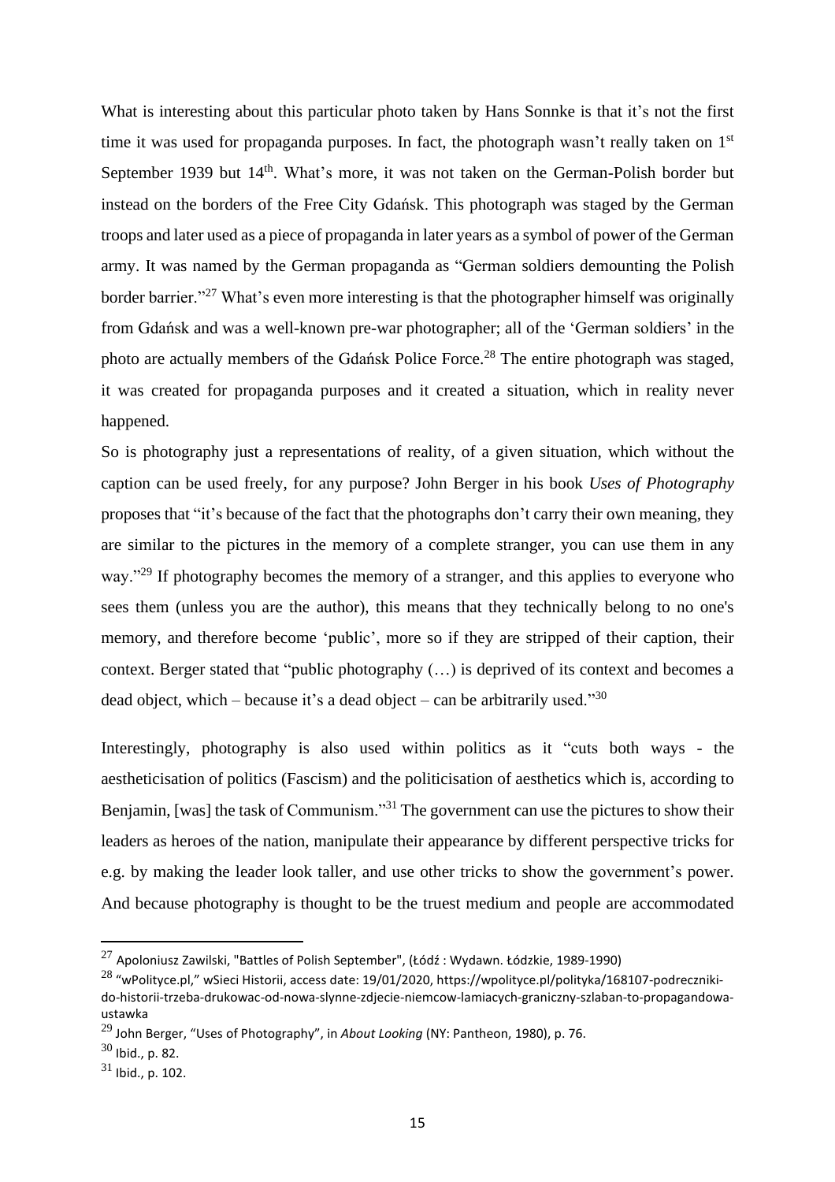What is interesting about this particular photo taken by Hans Sonnke is that it's not the first time it was used for propaganda purposes. In fact, the photograph wasn't really taken on 1st September 1939 but 14th. What's more, it was not taken on the German-Polish border but instead on the borders of the Free City Gdańsk. This photograph was staged by the German troops and later used as a piece of propaganda in later years as a symbol of power of the German army. It was named by the German propaganda as "German soldiers demounting the Polish border barrier."[27] What's even more interesting is that the photographer himself was originally from Gdańsk and was a well-known pre-war photographer; all of the 'German soldiers' in the photo are actually members of the Gdańsk Police Force.[28] The entire photograph was staged, it was created for propaganda purposes and it created a situation, which in reality never happened.

So is photography just a representations of reality, of a given situation, which without the caption can be used freely, for any purpose? John Berger in his book *Uses of Photography* proposes that "it's because of the fact that the photographs don't carry their own meaning, they are similar to the pictures in the memory of a complete stranger, you can use them in any way."[29] If photography becomes the memory of a stranger, and this applies to everyone who sees them (unless you are the author), this means that they technically belong to no one's memory, and therefore become 'public', more so if they are stripped of their caption, their context. Berger stated that "public photography (…) is deprived of its context and becomes a dead object, which – because it's a dead object – can be arbitrarily used."[30]

Interestingly, photography is also used within politics as it "cuts both ways - the aestheticisation of politics (Fascism) and the politicisation of aesthetics which is, according to Benjamin, [was] the task of Communism."[31] The government can use the pictures to show their leaders as heroes of the nation, manipulate their appearance by different perspective tricks for e.g. by making the leader look taller, and use other tricks to show the government's power. And because photography is thought to be the truest medium and people are accommodated

---

[27] Apoloniusz Zawilski, "Battles of Polish September", (Łódź : Wydawn. Łódzkie, 1989-1990)

[28] "wPolityce.pl," wSieci Historii, access date: 19/01/2020, https://wpolityce.pl/polityka/168107-podreczniki-do-historii-trzeba-drukowac-od-nowa-slynne-zdjecie-niemcow-lamiacych-graniczny-szlaban-to-propagandowa-ustawka

[29] John Berger, "Uses of Photography", in *About Looking* (NY: Pantheon, 1980), p. 76.

[30] Ibid., p. 82.

[31] Ibid., p. 102.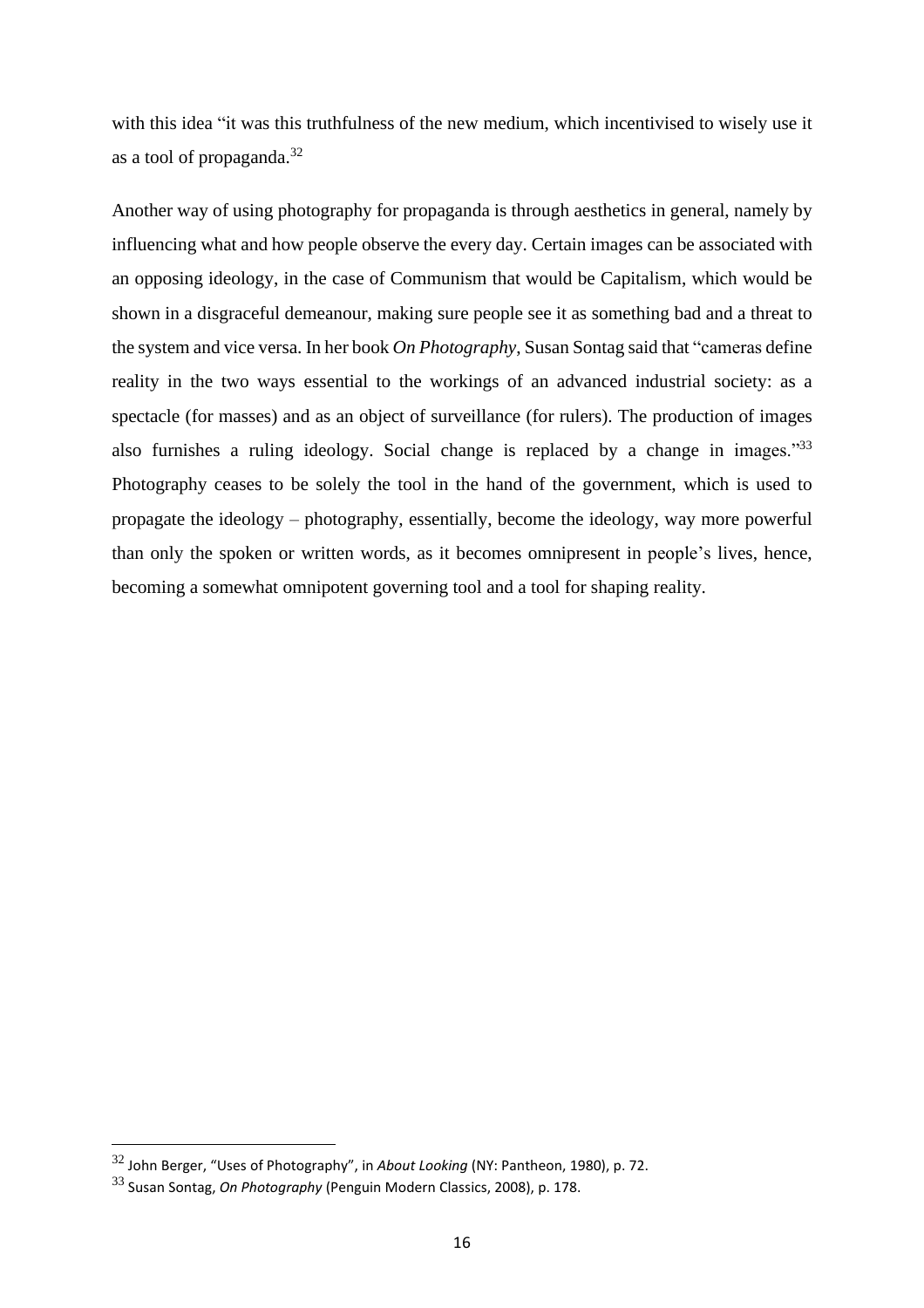with this idea "it was this truthfulness of the new medium, which incentivised to wisely use it as a tool of propaganda.[32]

Another way of using photography for propaganda is through aesthetics in general, namely by influencing what and how people observe the every day. Certain images can be associated with an opposing ideology, in the case of Communism that would be Capitalism, which would be shown in a disgraceful demeanour, making sure people see it as something bad and a threat to the system and vice versa. In her book *On Photography*, Susan Sontag said that "cameras define reality in the two ways essential to the workings of an advanced industrial society: as a spectacle (for masses) and as an object of surveillance (for rulers). The production of images also furnishes a ruling ideology. Social change is replaced by a change in images."[33] Photography ceases to be solely the tool in the hand of the government, which is used to propagate the ideology – photography, essentially, become the ideology, way more powerful than only the spoken or written words, as it becomes omnipresent in people's lives, hence, becoming a somewhat omnipotent governing tool and a tool for shaping reality.

---

[32] John Berger, "Uses of Photography", in *About Looking* (NY: Pantheon, 1980), p. 72.

[33] Susan Sontag, *On Photography* (Penguin Modern Classics, 2008), p. 178.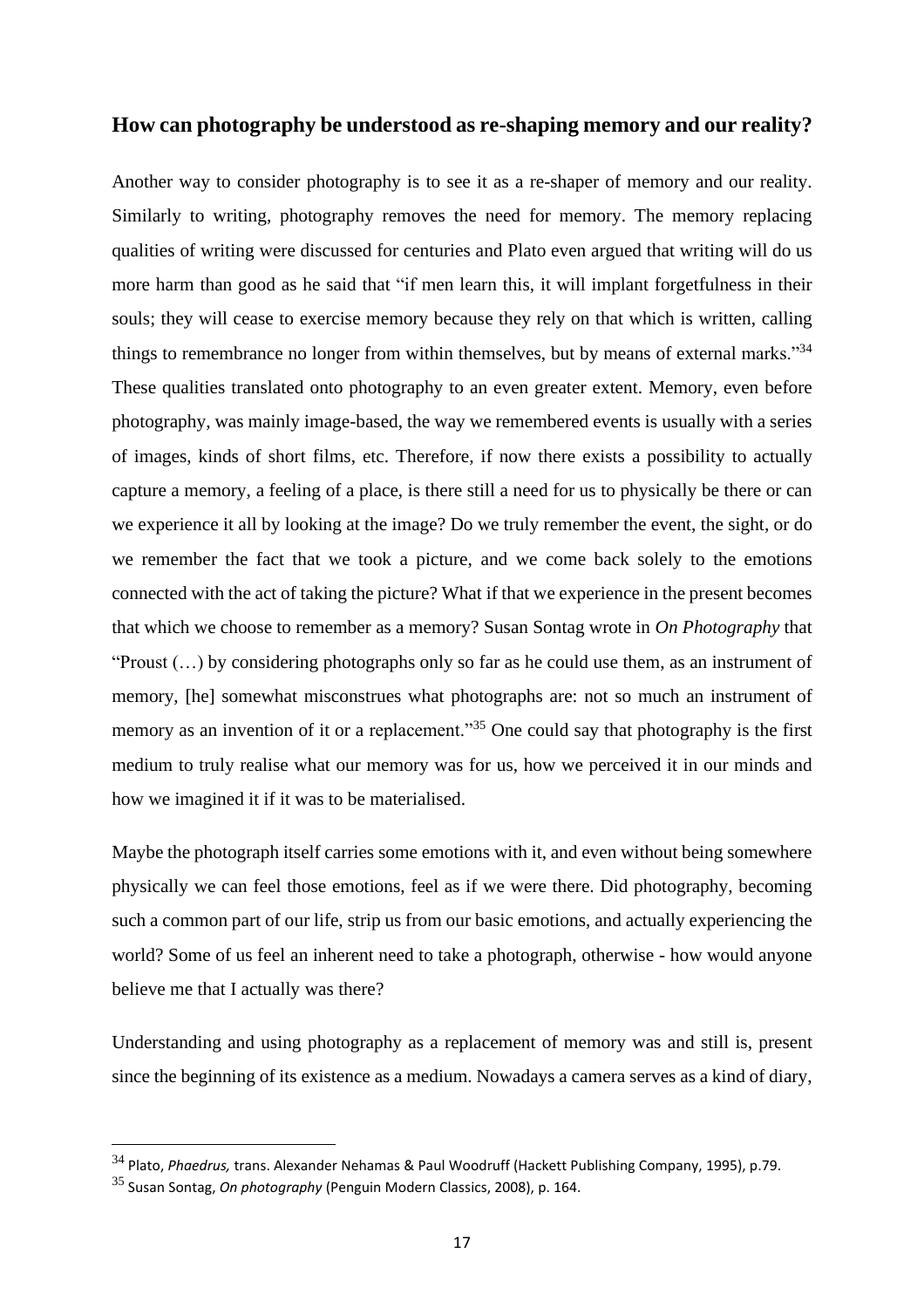## How can photography be understood as re-shaping memory and our reality?

Another way to consider photography is to see it as a re-shaper of memory and our reality. Similarly to writing, photography removes the need for memory. The memory replacing qualities of writing were discussed for centuries and Plato even argued that writing will do us more harm than good as he said that "if men learn this, it will implant forgetfulness in their souls; they will cease to exercise memory because they rely on that which is written, calling things to remembrance no longer from within themselves, but by means of external marks."[34] These qualities translated onto photography to an even greater extent. Memory, even before photography, was mainly image-based, the way we remembered events is usually with a series of images, kinds of short films, etc. Therefore, if now there exists a possibility to actually capture a memory, a feeling of a place, is there still a need for us to physically be there or can we experience it all by looking at the image? Do we truly remember the event, the sight, or do we remember the fact that we took a picture, and we come back solely to the emotions connected with the act of taking the picture? What if that we experience in the present becomes that which we choose to remember as a memory? Susan Sontag wrote in *On Photography* that "Proust (…) by considering photographs only so far as he could use them, as an instrument of memory, [he] somewhat misconstrues what photographs are: not so much an instrument of memory as an invention of it or a replacement."[35] One could say that photography is the first medium to truly realise what our memory was for us, how we perceived it in our minds and how we imagined it if it was to be materialised.

Maybe the photograph itself carries some emotions with it, and even without being somewhere physically we can feel those emotions, feel as if we were there. Did photography, becoming such a common part of our life, strip us from our basic emotions, and actually experiencing the world? Some of us feel an inherent need to take a photograph, otherwise - how would anyone believe me that I actually was there?

Understanding and using photography as a replacement of memory was and still is, present since the beginning of its existence as a medium. Nowadays a camera serves as a kind of diary,

---

[34] Plato, *Phaedrus,* trans. Alexander Nehamas & Paul Woodruff (Hackett Publishing Company, 1995), p.79.

[35] Susan Sontag, *On photography* (Penguin Modern Classics, 2008), p. 164.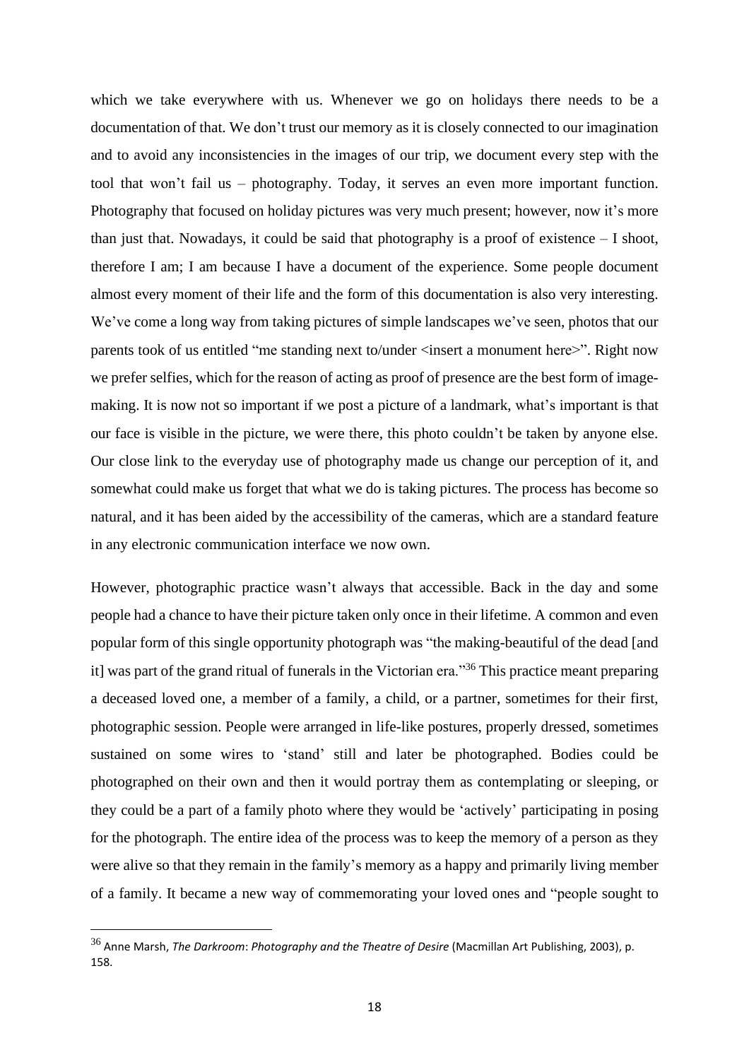which we take everywhere with us. Whenever we go on holidays there needs to be a documentation of that. We don't trust our memory as it is closely connected to our imagination and to avoid any inconsistencies in the images of our trip, we document every step with the tool that won't fail us – photography. Today, it serves an even more important function. Photography that focused on holiday pictures was very much present; however, now it's more than just that. Nowadays, it could be said that photography is a proof of existence – I shoot, therefore I am; I am because I have a document of the experience. Some people document almost every moment of their life and the form of this documentation is also very interesting. We've come a long way from taking pictures of simple landscapes we've seen, photos that our parents took of us entitled "me standing next to/under <insert a monument here>". Right now we prefer selfies, which for the reason of acting as proof of presence are the best form of image-making. It is now not so important if we post a picture of a landmark, what's important is that our face is visible in the picture, we were there, this photo couldn't be taken by anyone else. Our close link to the everyday use of photography made us change our perception of it, and somewhat could make us forget that what we do is taking pictures. The process has become so natural, and it has been aided by the accessibility of the cameras, which are a standard feature in any electronic communication interface we now own.

However, photographic practice wasn't always that accessible. Back in the day and some people had a chance to have their picture taken only once in their lifetime. A common and even popular form of this single opportunity photograph was "the making-beautiful of the dead [and it] was part of the grand ritual of funerals in the Victorian era."[36] This practice meant preparing a deceased loved one, a member of a family, a child, or a partner, sometimes for their first, photographic session. People were arranged in life-like postures, properly dressed, sometimes sustained on some wires to 'stand' still and later be photographed. Bodies could be photographed on their own and then it would portray them as contemplating or sleeping, or they could be a part of a family photo where they would be 'actively' participating in posing for the photograph. The entire idea of the process was to keep the memory of a person as they were alive so that they remain in the family's memory as a happy and primarily living member of a family. It became a new way of commemorating your loved ones and "people sought to

---

[36] Anne Marsh, *The Darkroom*: *Photography and the Theatre of Desire* (Macmillan Art Publishing, 2003), p. 158.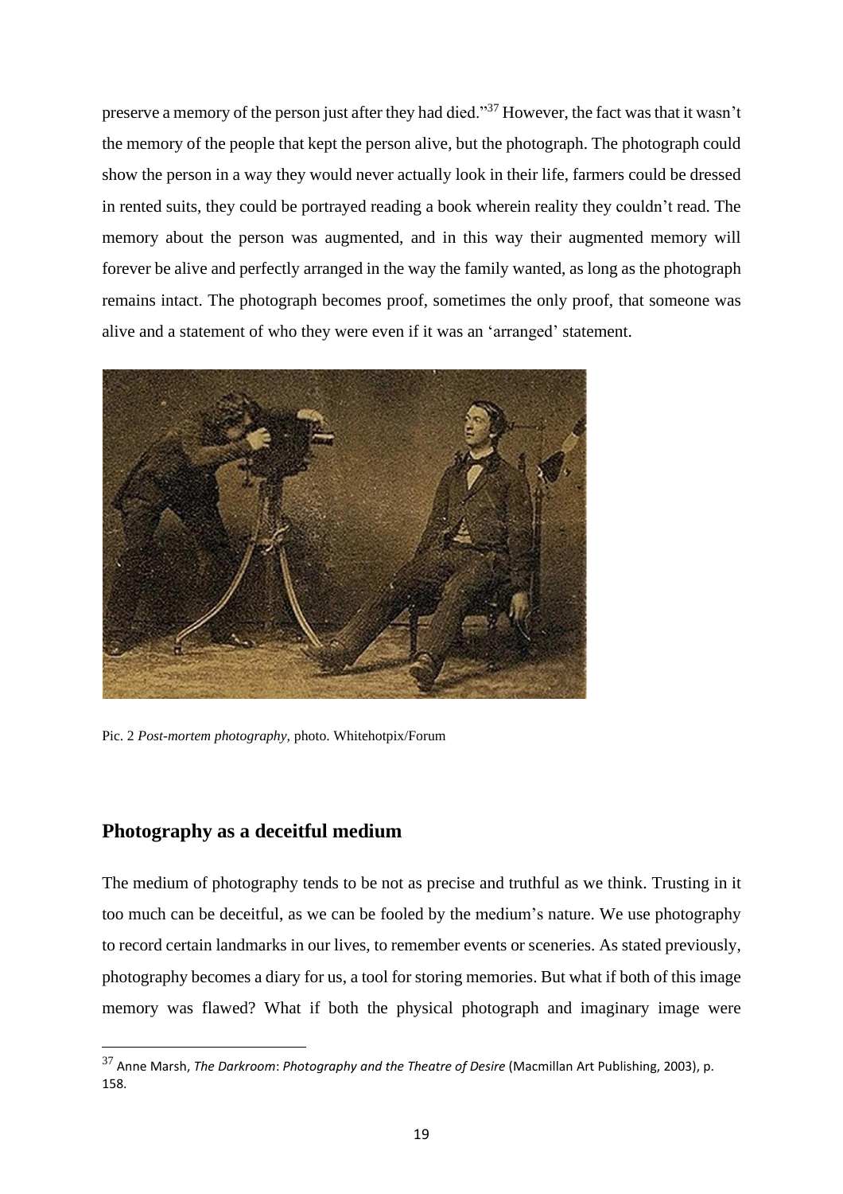preserve a memory of the person just after they had died."[37] However, the fact was that it wasn't the memory of the people that kept the person alive, but the photograph. The photograph could show the person in a way they would never actually look in their life, farmers could be dressed in rented suits, they could be portrayed reading a book wherein reality they couldn't read. The memory about the person was augmented, and in this way their augmented memory will forever be alive and perfectly arranged in the way the family wanted, as long as the photograph remains intact. The photograph becomes proof, sometimes the only proof, that someone was alive and a statement of who they were even if it was an 'arranged' statement.

Pic. 2 *Post-mortem photography*, photo. Whitehotpix/Forum

## Photography as a deceitful medium

The medium of photography tends to be not as precise and truthful as we think. Trusting in it too much can be deceitful, as we can be fooled by the medium's nature. We use photography to record certain landmarks in our lives, to remember events or sceneries. As stated previously, photography becomes a diary for us, a tool for storing memories. But what if both of this image memory was flawed? What if both the physical photograph and imaginary image were

[37] Anne Marsh, *The Darkroom*: *Photography and the Theatre of Desire* (Macmillan Art Publishing, 2003), p. 158.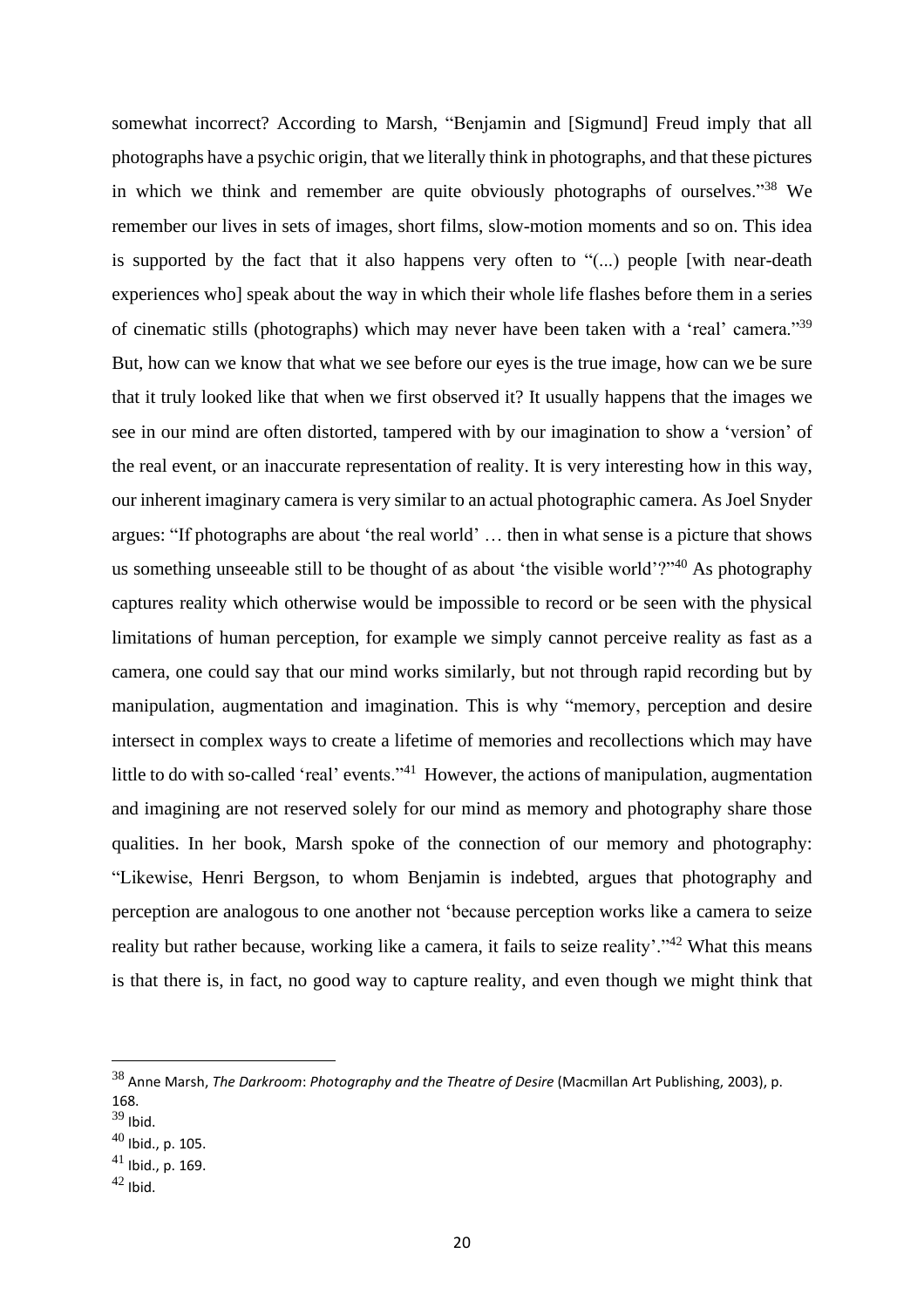somewhat incorrect? According to Marsh, "Benjamin and [Sigmund] Freud imply that all photographs have a psychic origin, that we literally think in photographs, and that these pictures in which we think and remember are quite obviously photographs of ourselves."[38] We remember our lives in sets of images, short films, slow-motion moments and so on. This idea is supported by the fact that it also happens very often to "(...) people [with near-death experiences who] speak about the way in which their whole life flashes before them in a series of cinematic stills (photographs) which may never have been taken with a 'real' camera."[39] But, how can we know that what we see before our eyes is the true image, how can we be sure that it truly looked like that when we first observed it? It usually happens that the images we see in our mind are often distorted, tampered with by our imagination to show a 'version' of the real event, or an inaccurate representation of reality. It is very interesting how in this way, our inherent imaginary camera is very similar to an actual photographic camera. As Joel Snyder argues: "If photographs are about 'the real world' … then in what sense is a picture that shows us something unseeable still to be thought of as about 'the visible world'?"[40] As photography captures reality which otherwise would be impossible to record or be seen with the physical limitations of human perception, for example we simply cannot perceive reality as fast as a camera, one could say that our mind works similarly, but not through rapid recording but by manipulation, augmentation and imagination. This is why "memory, perception and desire intersect in complex ways to create a lifetime of memories and recollections which may have little to do with so-called 'real' events."[41] However, the actions of manipulation, augmentation and imagining are not reserved solely for our mind as memory and photography share those qualities. In her book, Marsh spoke of the connection of our memory and photography: "Likewise, Henri Bergson, to whom Benjamin is indebted, argues that photography and perception are analogous to one another not 'because perception works like a camera to seize reality but rather because, working like a camera, it fails to seize reality'."[42] What this means is that there is, in fact, no good way to capture reality, and even though we might think that

---

[38] Anne Marsh, *The Darkroom*: *Photography and the Theatre of Desire* (Macmillan Art Publishing, 2003), p. 168.

[39] Ibid.

[40] Ibid., p. 105.

[41] Ibid., p. 169.

[42] Ibid.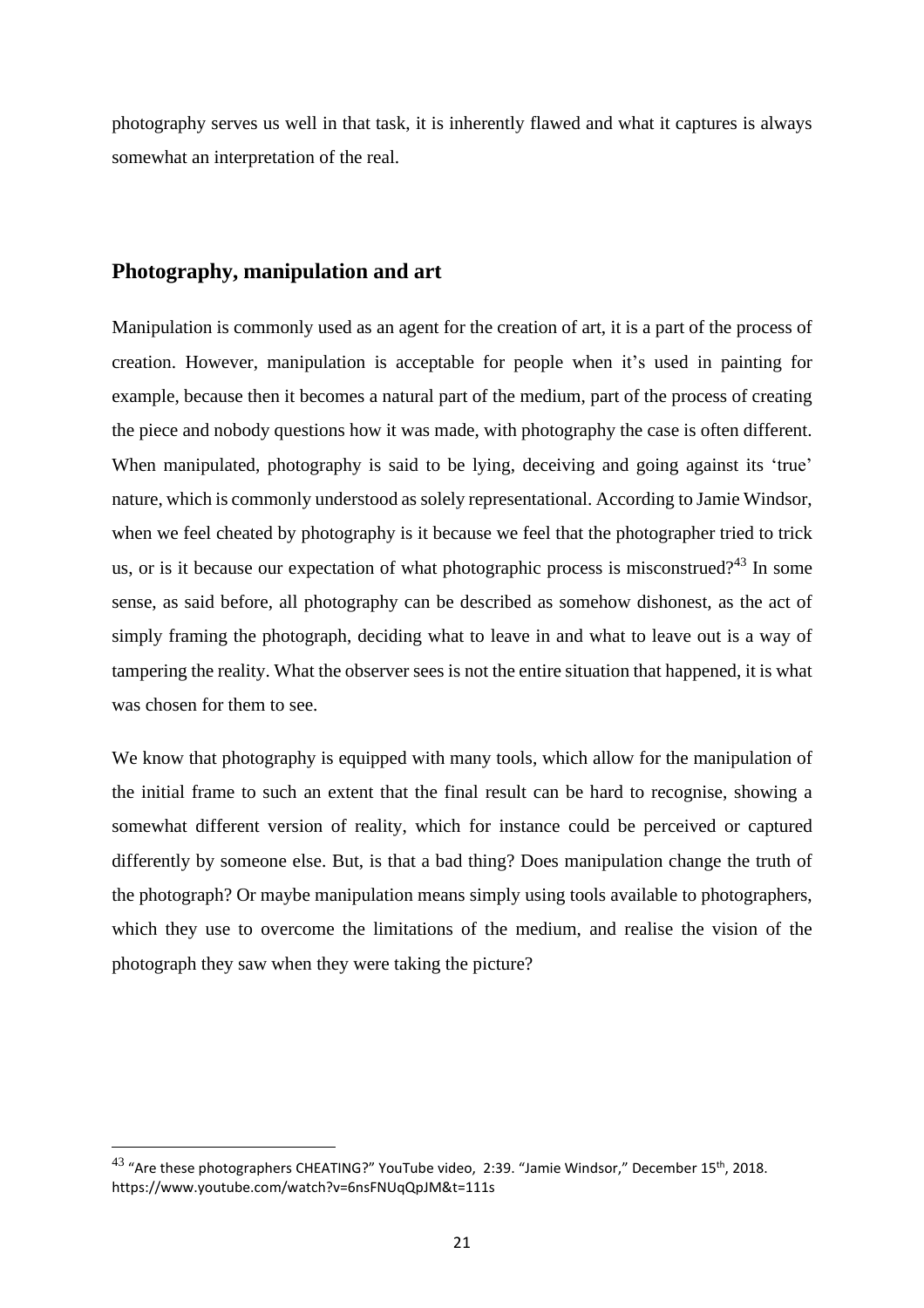photography serves us well in that task, it is inherently flawed and what it captures is always somewhat an interpretation of the real.

## Photography, manipulation and art

Manipulation is commonly used as an agent for the creation of art, it is a part of the process of creation. However, manipulation is acceptable for people when it's used in painting for example, because then it becomes a natural part of the medium, part of the process of creating the piece and nobody questions how it was made, with photography the case is often different. When manipulated, photography is said to be lying, deceiving and going against its 'true' nature, which is commonly understood as solely representational. According to Jamie Windsor, when we feel cheated by photography is it because we feel that the photographer tried to trick us, or is it because our expectation of what photographic process is misconstrued?[43] In some sense, as said before, all photography can be described as somehow dishonest, as the act of simply framing the photograph, deciding what to leave in and what to leave out is a way of tampering the reality. What the observer sees is not the entire situation that happened, it is what was chosen for them to see.

We know that photography is equipped with many tools, which allow for the manipulation of the initial frame to such an extent that the final result can be hard to recognise, showing a somewhat different version of reality, which for instance could be perceived or captured differently by someone else. But, is that a bad thing? Does manipulation change the truth of the photograph? Or maybe manipulation means simply using tools available to photographers, which they use to overcome the limitations of the medium, and realise the vision of the photograph they saw when they were taking the picture?

---

[43] "Are these photographers CHEATING?" YouTube video, 2:39. "Jamie Windsor," December 15th, 2018. https://www.youtube.com/watch?v=6nsFNUqQpJM&t=111s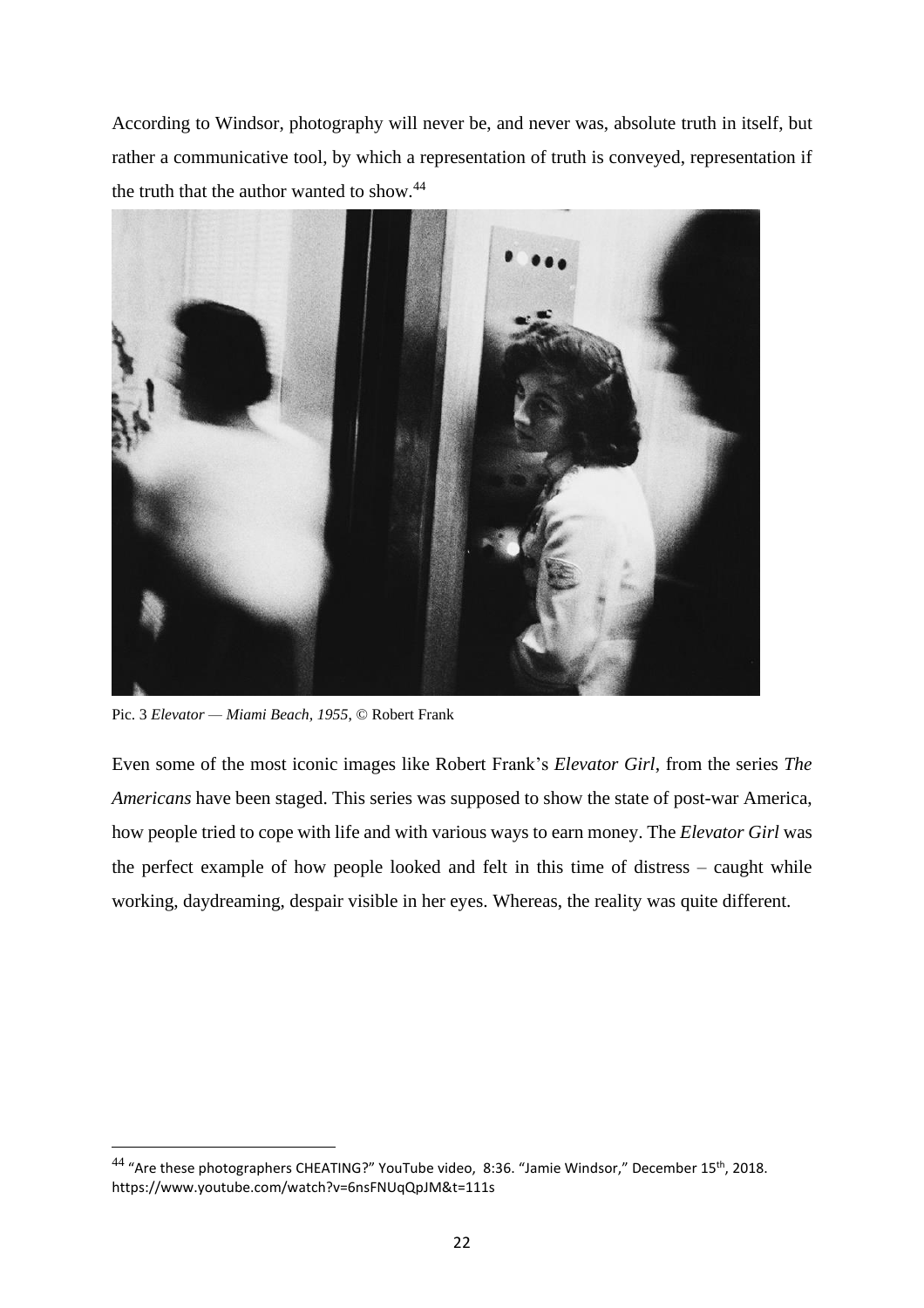According to Windsor, photography will never be, and never was, absolute truth in itself, but rather a communicative tool, by which a representation of truth is conveyed, representation if the truth that the author wanted to show.[44]

Pic. 3 *Elevator — Miami Beach, 1955*, © Robert Frank

Even some of the most iconic images like Robert Frank's *Elevator Girl*, from the series *The Americans* have been staged. This series was supposed to show the state of post-war America, how people tried to cope with life and with various ways to earn money. The *Elevator Girl* was the perfect example of how people looked and felt in this time of distress – caught while working, daydreaming, despair visible in her eyes. Whereas, the reality was quite different.

[44] "Are these photographers CHEATING?" YouTube video, 8:36. "Jamie Windsor," December 15th, 2018. https://www.youtube.com/watch?v=6nsFNUqQpJM&t=111s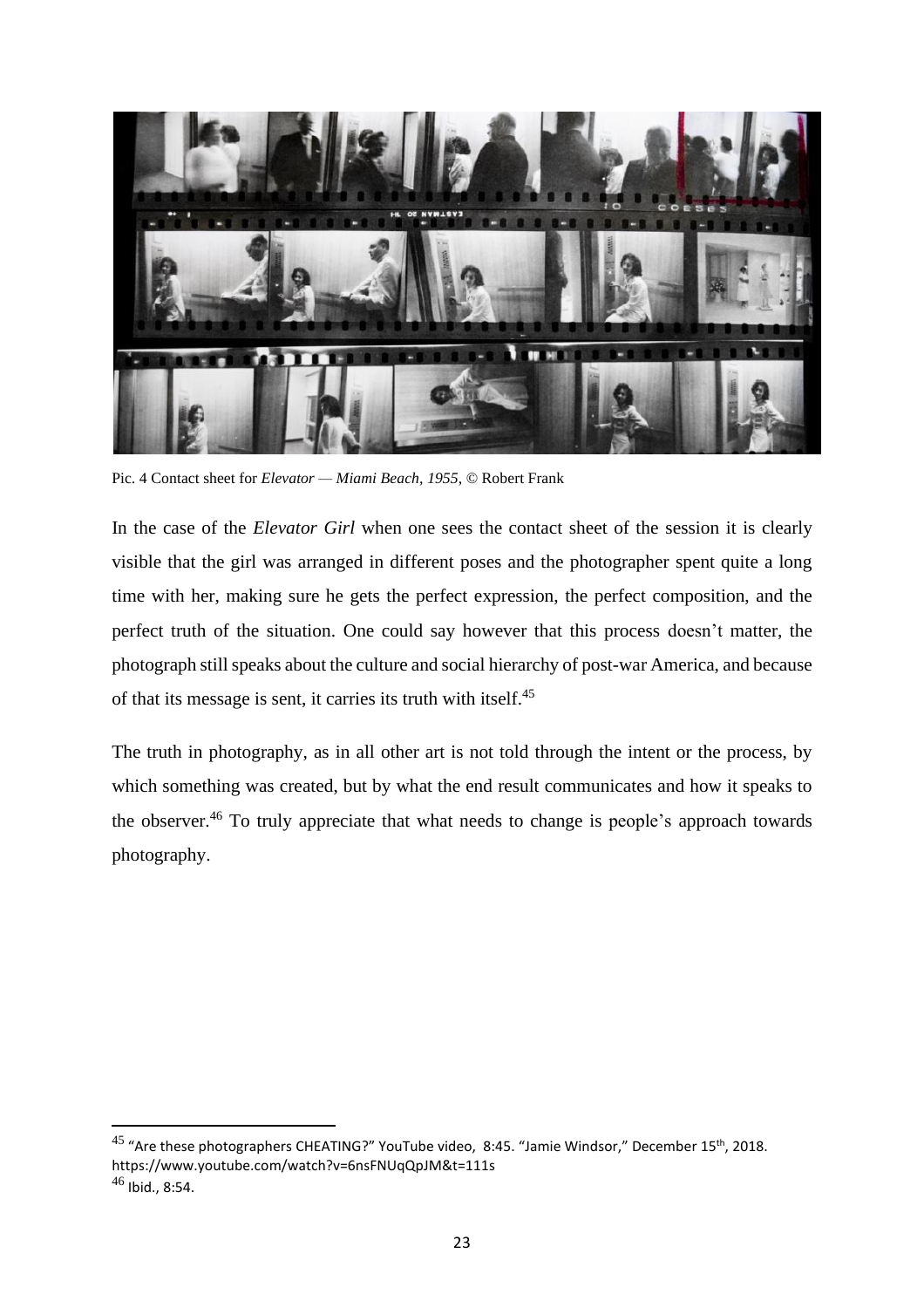Pic. 4 Contact sheet for *Elevator — Miami Beach, 1955*, © Robert Frank

In the case of the *Elevator Girl* when one sees the contact sheet of the session it is clearly visible that the girl was arranged in different poses and the photographer spent quite a long time with her, making sure he gets the perfect expression, the perfect composition, and the perfect truth of the situation. One could say however that this process doesn't matter, the photograph still speaks about the culture and social hierarchy of post-war America, and because of that its message is sent, it carries its truth with itself.[45]

The truth in photography, as in all other art is not told through the intent or the process, by which something was created, but by what the end result communicates and how it speaks to the observer.[46] To truly appreciate that what needs to change is people's approach towards photography.

---

[45] "Are these photographers CHEATING?" YouTube video, 8:45. "Jamie Windsor," December 15th, 2018. https://www.youtube.com/watch?v=6nsFNUqQpJM&t=111s

[46] Ibid., 8:54.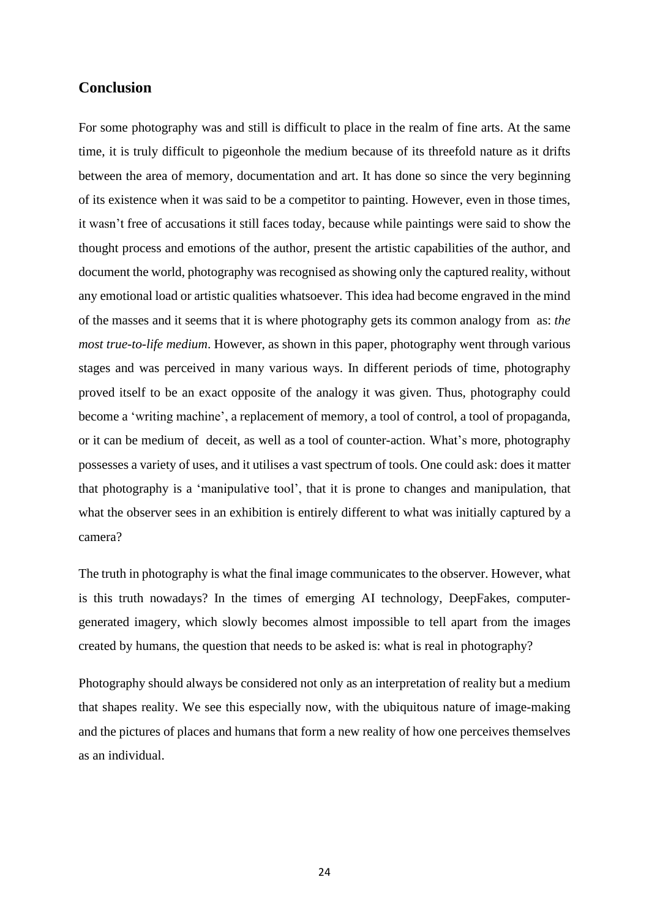## Conclusion

For some photography was and still is difficult to place in the realm of fine arts. At the same time, it is truly difficult to pigeonhole the medium because of its threefold nature as it drifts between the area of memory, documentation and art. It has done so since the very beginning of its existence when it was said to be a competitor to painting. However, even in those times, it wasn't free of accusations it still faces today, because while paintings were said to show the thought process and emotions of the author, present the artistic capabilities of the author, and document the world, photography was recognised as showing only the captured reality, without any emotional load or artistic qualities whatsoever. This idea had become engraved in the mind of the masses and it seems that it is where photography gets its common analogy from as: *the most true-to-life medium*. However, as shown in this paper, photography went through various stages and was perceived in many various ways. In different periods of time, photography proved itself to be an exact opposite of the analogy it was given. Thus, photography could become a 'writing machine', a replacement of memory, a tool of control, a tool of propaganda, or it can be medium of deceit, as well as a tool of counter-action. What's more, photography possesses a variety of uses, and it utilises a vast spectrum of tools. One could ask: does it matter that photography is a 'manipulative tool', that it is prone to changes and manipulation, that what the observer sees in an exhibition is entirely different to what was initially captured by a camera?

The truth in photography is what the final image communicates to the observer. However, what is this truth nowadays? In the times of emerging AI technology, DeepFakes, computer-generated imagery, which slowly becomes almost impossible to tell apart from the images created by humans, the question that needs to be asked is: what is real in photography?

Photography should always be considered not only as an interpretation of reality but a medium that shapes reality. We see this especially now, with the ubiquitous nature of image-making and the pictures of places and humans that form a new reality of how one perceives themselves as an individual.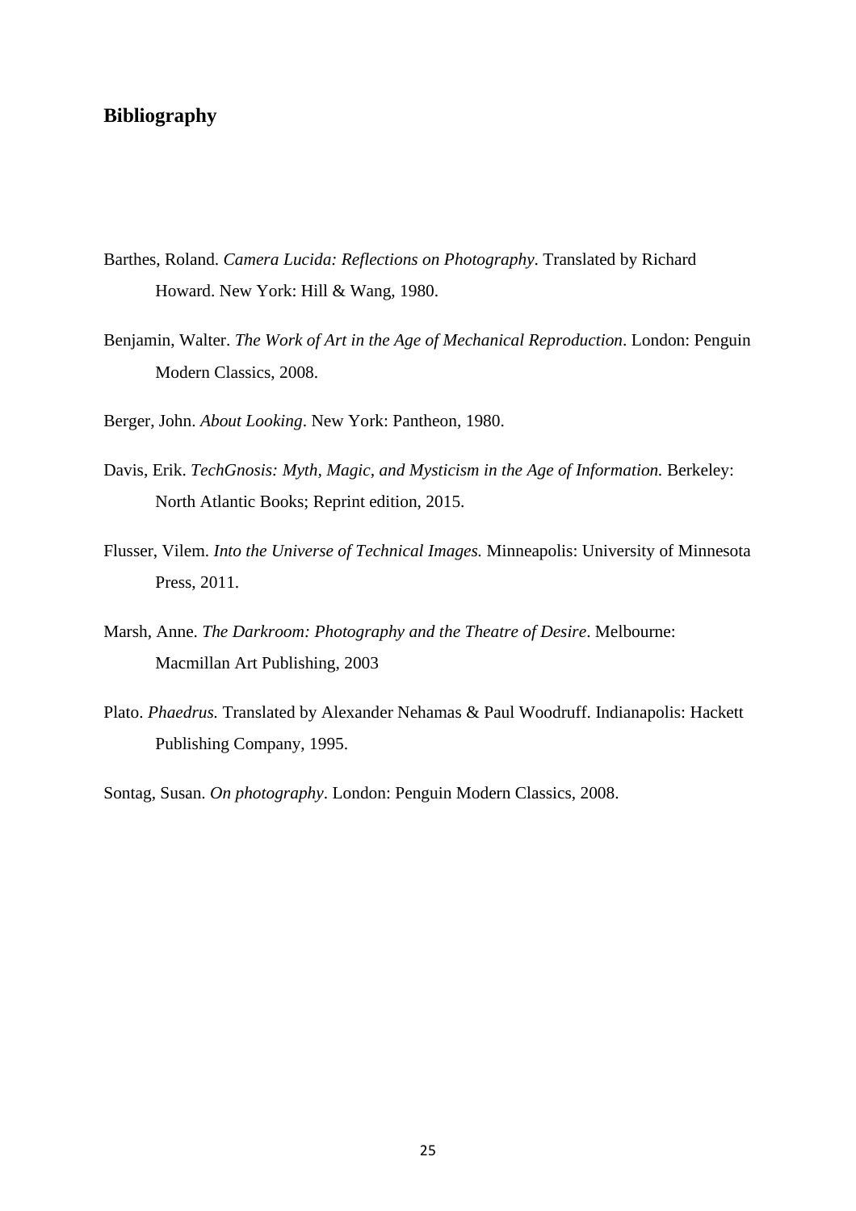## Bibliography

Barthes, Roland. *Camera Lucida: Reflections on Photography*. Translated by Richard Howard. New York: Hill & Wang, 1980.

Benjamin, Walter. *The Work of Art in the Age of Mechanical Reproduction*. London: Penguin Modern Classics, 2008.

Berger, John. *About Looking*. New York: Pantheon, 1980.

Davis, Erik. *TechGnosis: Myth, Magic, and Mysticism in the Age of Information.* Berkeley: North Atlantic Books; Reprint edition, 2015.

Flusser, Vilem. *Into the Universe of Technical Images.* Minneapolis: University of Minnesota Press, 2011.

Marsh, Anne. *The Darkroom: Photography and the Theatre of Desire*. Melbourne: Macmillan Art Publishing, 2003

Plato. *Phaedrus.* Translated by Alexander Nehamas & Paul Woodruff. Indianapolis: Hackett Publishing Company, 1995.

Sontag, Susan. *On photography*. London: Penguin Modern Classics, 2008.